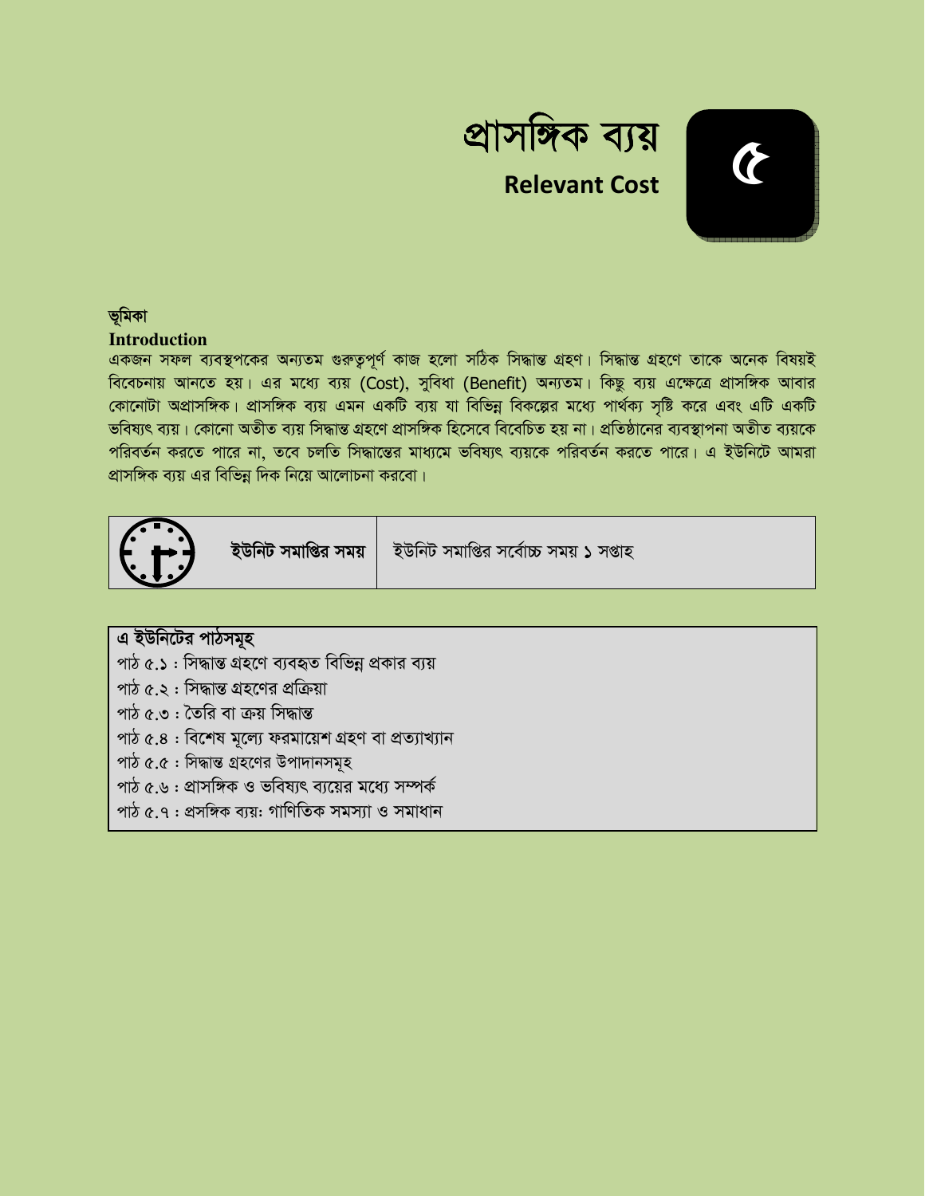# প্রাসঙ্গিক ব্যয়

## Relevant Cost

৫

### ভূমিকা
### Introduction

একজন সফল ব্যবস্থপকের অন্যতম গুরুতৃপূর্ণ কাজ হলো সঠিক সিদ্ধান্ত গ্রহণ। সিদ্ধান্ত গ্রহণে তাকে অনেক বিষয়ই বিবেচনায় আনতে হয়। এর মধ্যে ব্যয় (Cost), সুবিধা (Benefit) অন্যতম। কিছু ব্যয় এক্ষেত্রে প্রাসঙ্গিক আবার কোনোটা অপ্রাসঙ্গিক। প্রাসঙ্গিক ব্যয় এমন একটি ব্যয় যা বিভিন্ন বিকল্পের মধ্যে পার্থক্য সৃষ্টি করে এবং এটি একটি ভবিষ্যৎ ব্যয়। কোনো অতীত ব্যয় সিদ্ধান্ত গ্রহণে প্রাসঙ্গিক হিসেবে বিবেচিত হয় না। প্রতিষ্ঠানের ব্যবস্থাপনা অতীত ব্যয়কে পরিবর্তন করতে পারে না, তবে চলতি সিদ্ধান্তের মাধ্যমে ভবিষ্যৎ ব্যয়কে পরিবর্তন করতে পারে। এ ইউনিটে আমরা প্রাসঙ্গিক ব্যয় এর বিভিন্ন দিক নিয়ে আলোচনা করবো।

| ইউনিট সমাপ্তির সময় | ইউনিট সমাপ্তির সর্বোচ্চ সময় ১ সপ্তাহ |
|---|---|

**এ ইউনিটের পাঠসমূহ**

- পাঠ ৫.১ : সিদ্ধান্ত গ্রহণে ব্যবহৃত বিভিন্ন প্রকার ব্যয়
- পাঠ ৫.২ : সিদ্ধান্ত গ্রহণের প্রক্রিয়া
- পাঠ ৫.৩ : তৈরি বা ক্রয় সিদ্ধান্ত
- পাঠ ৫.৪ : বিশেষ মূল্যে ফরমায়েশ গ্রহণ বা প্রত্যাখ্যান
- পাঠ ৫.৫ : সিদ্ধান্ত গ্রহণের উপাদানসমূহ
- পাঠ ৫.৬ : প্রাসঙ্গিক ও ভবিষ্যৎ ব্যয়ের মধ্যে সম্পর্ক
- পাঠ ৫.৭ : প্রসঙ্গিক ব্যয়: গাণিতিক সমস্যা ও সমাধান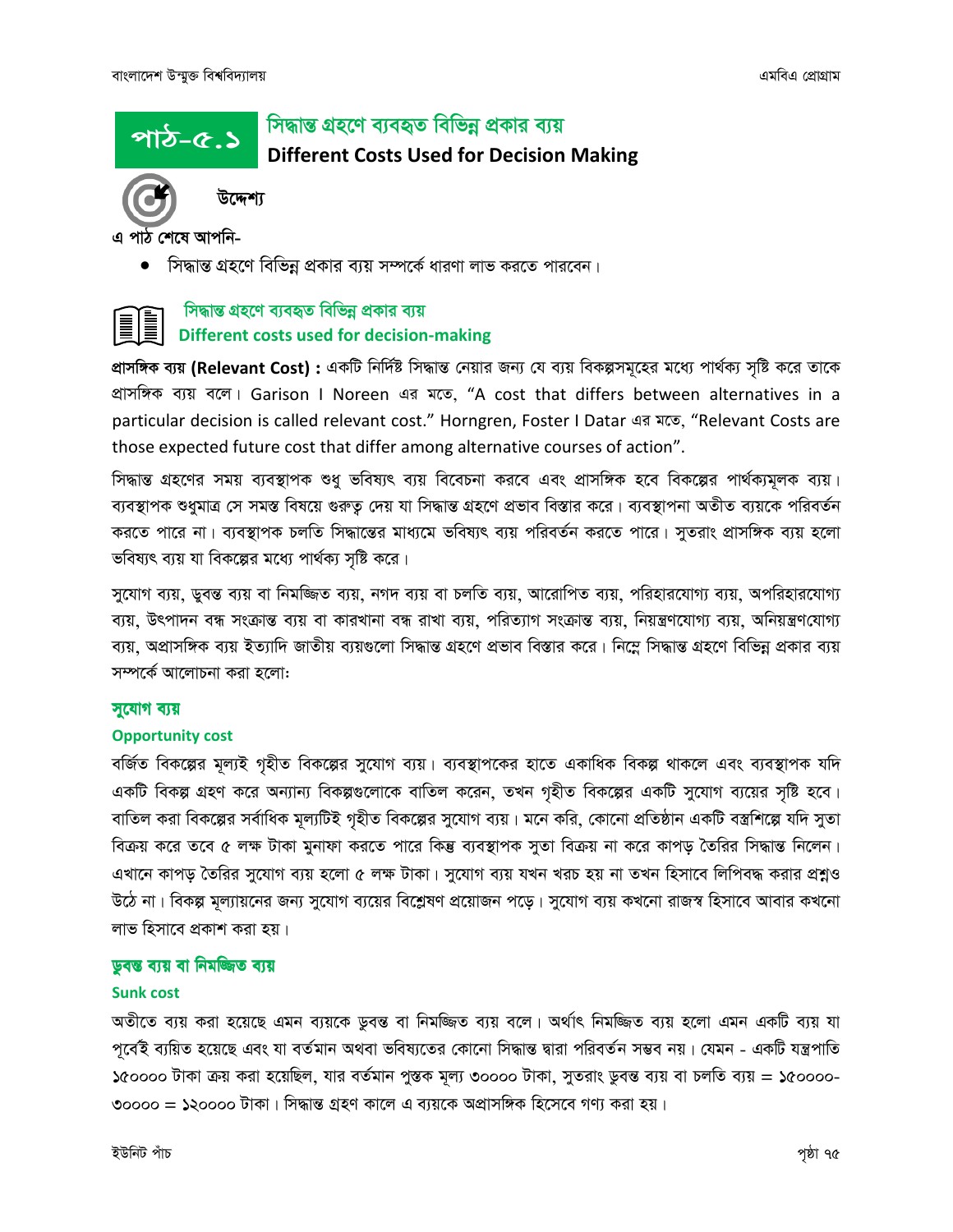# পাঠ-৫.১ সিদ্ধান্ত গ্রহণে ব্যবহৃত বিভিন্ন প্রকার ব্যয়

## Different Costs Used for Decision Making

### উদ্দেশ্য

এ পাঠ শেষে আপনি-

- সিদ্ধান্ত গ্রহণে বিভিন্ন প্রকার ব্যয় সম্পর্কে ধারণা লাভ করতে পারবেন।

## সিদ্ধান্ত গ্রহণে ব্যবহৃত বিভিন্ন প্রকার ব্যয়

## Different costs used for decision-making

**প্রাসঙ্গিক ব্যয় (Relevant Cost) :** একটি নির্দিষ্ট সিদ্ধান্ত নেয়ার জন্য যে ব্যয় বিকল্পসমূহের মধ্যে পার্থক্য সৃষ্টি করে তাকে প্রাসঙ্গিক ব্যয় বলে। Garison I Noreen এর মতে, "A cost that differs between alternatives in a particular decision is called relevant cost." Horngren, Foster I Datar এর মতে, "Relevant Costs are those expected future cost that differ among alternative courses of action".

সিদ্ধান্ত গ্রহণের সময় ব্যবস্থাপক শুধু ভবিষ্যৎ ব্যয় বিবেচনা করবে এবং প্রাসঙ্গিক হবে বিকল্পের পার্থক্যমূলক ব্যয়। ব্যবস্থাপক শুধুমাত্র সে সমস্ত বিষয়ে গুরুত্ব দেয় যা সিদ্ধান্ত গ্রহণে প্রভাব বিস্তার করে। ব্যবস্থাপনা অতীত ব্যয়কে পরিবর্তন করতে পারে না। ব্যবস্থাপক চলতি সিদ্ধান্তের মাধ্যমে ভবিষ্যৎ ব্যয় পরিবর্তন করতে পারে। সুতরাং প্রাসঙ্গিক ব্যয় হলো ভবিষ্যৎ ব্যয় যা বিকল্পের মধ্যে পার্থক্য সৃষ্টি করে।

সুযোগ ব্যয়, ডুবন্ত ব্যয় বা নিমজ্জিত ব্যয়, নগদ ব্যয় বা চলতি ব্যয়, আরোপিত ব্যয়, পরিহারযোগ্য ব্যয়, অপরিহারযোগ্য ব্যয়, উৎপাদন বন্ধ সংক্রান্ত ব্যয় বা কারখানা বন্ধ রাখা ব্যয়, পরিত্যাগ সংক্রান্ত ব্যয়, নিয়ন্ত্রণযোগ্য ব্যয়, অনিয়ন্ত্রণযোগ্য ব্যয়, অপ্রাসঙ্গিক ব্যয় ইত্যাদি জাতীয় ব্যয়গুলো সিদ্ধান্ত গ্রহণে প্রভাব বিস্তার করে। নিম্নে সিদ্ধান্ত গ্রহণে বিভিন্ন প্রকার ব্যয় সম্পর্কে আলোচনা করা হলোঃ

### সুযোগ ব্যয়

### Opportunity cost

বর্জিত বিকল্পের মূল্যই গৃহীত বিকল্পের সুযোগ ব্যয়। ব্যবস্থাপকের হাতে একাধিক বিকল্প থাকলে এবং ব্যবস্থাপক যদি একটি বিকল্প গ্রহণ করে অন্যান্য বিকল্পগুলোকে বাতিল করেন, তখন গৃহীত বিকল্পের একটি সুযোগ ব্যয়ের সৃষ্টি হবে। বাতিল করা বিকল্পের সর্বাধিক মূল্যটিই গৃহীত বিকল্পের সুযোগ ব্যয়। মনে করি, কোনো প্রতিষ্ঠান একটি বস্ত্রশিল্পে যদি সুতা বিক্রয় করে তবে ৫ লক্ষ টাকা মুনাফা করতে পারে কিন্তু ব্যবস্থাপক সুতা বিক্রয় না করে কাপড় তৈরির সিদ্ধান্ত নিলেন। এখানে কাপড় তৈরির সুযোগ ব্যয় হলো ৫ লক্ষ টাকা। সুযোগ ব্যয় যখন খরচ হয় না তখন হিসাবে লিপিবদ্ধ করার প্রশ্নও উঠে না। বিকল্প মূল্যায়নের জন্য সুযোগ ব্যয়ের বিশ্লেষণ প্রয়োজন পড়ে। সুযোগ ব্যয় কখনো রাজস্ব হিসাবে আবার কখনো লাভ হিসাবে প্রকাশ করা হয়।

### ডুবন্ত ব্যয় বা নিমজ্জিত ব্যয়

### Sunk cost

অতীতে ব্যয় করা হয়েছে এমন ব্যয়কে ডুবন্ত বা নিমজ্জিত ব্যয় বলে। অর্থাৎ নিমজ্জিত ব্যয় হলো এমন একটি ব্যয় যা পূর্বেই ব্যয়িত হয়েছে এবং যা বর্তমান অথবা ভবিষ্যতের কোনো সিদ্ধান্ত দ্বারা পরিবর্তন সম্ভব নয়। যেমন - একটি যন্ত্রপাতি ১৫০০০০ টাকা ক্রয় করা হয়েছিল, যার বর্তমান পুস্তক মূল্য ৩০০০০ টাকা, সুতরাং ডুবন্ত ব্যয় বা চলতি ব্যয় = ১৫০০০০-৩০০০০ = ১২০০০০ টাকা। সিদ্ধান্ত গ্রহণ কালে এ ব্যয়কে অপ্রাসঙ্গিক হিসেবে গণ্য করা হয়।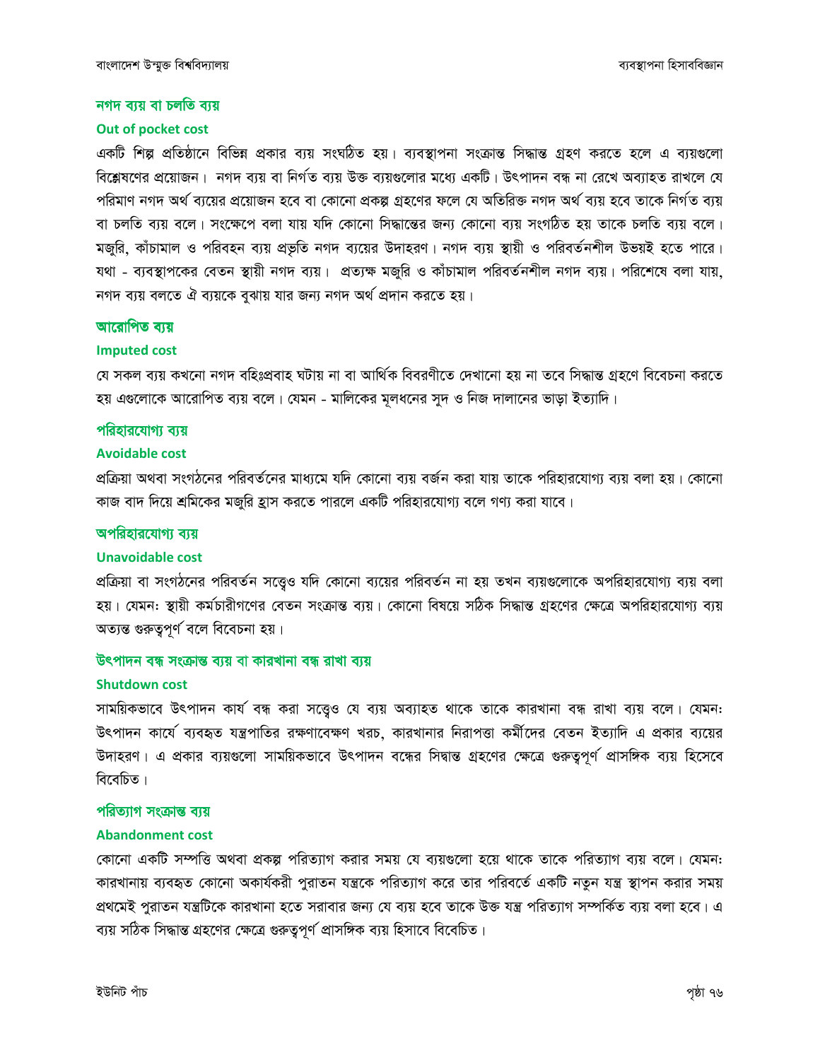### নগদ ব্যয় বা চলতি ব্যয়

#### Out of pocket cost

একটি শিল্প প্রতিষ্ঠানে বিভিন্ন প্রকার ব্যয় সংঘঠিত হয়। ব্যবস্থাপনা সংক্রান্ত সিদ্ধান্ত গ্রহণ করতে হলে এ ব্যয়গুলো বিশ্লেষণের প্রয়োজন। নগদ ব্যয় বা নির্গত ব্যয় উক্ত ব্যয়গুলোর মধ্যে একটি। উৎপাদন বন্ধ না রেখে অব্যাহত রাখলে যে পরিমাণ নগদ অর্থ ব্যয়ের প্রয়োজন হবে বা কোনো প্রকল্প গ্রহণের ফলে যে অতিরিক্ত নগদ অর্থ ব্যয় হবে তাকে নির্গত ব্যয় বা চলতি ব্যয় বলে। সংক্ষেপে বলা যায় যদি কোনো সিদ্ধান্তের জন্য কোনো ব্যয় সংগঠিত হয় তাকে চলতি ব্যয় বলে। মজুরি, কাঁচামাল ও পরিবহন ব্যয় প্রভৃতি নগদ ব্যয়ের উদাহরণ। নগদ ব্যয় স্থায়ী ও পরিবর্তনশীল উভয়ই হতে পারে। যথা - ব্যবস্থাপকের বেতন স্থায়ী নগদ ব্যয়। প্রত্যক্ষ মজুরি ও কাঁচামাল পরিবর্তনশীল নগদ ব্যয়। পরিশেষে বলা যায়, নগদ ব্যয় বলতে ঐ ব্যয়কে বুঝায় যার জন্য নগদ অর্থ প্রদান করতে হয়।

### আরোপিত ব্যয়

#### Imputed cost

যে সকল ব্যয় কখনো নগদ বহিঃপ্রবাহ ঘটায় না বা আর্থিক বিবরণীতে দেখানো হয় না তবে সিদ্ধান্ত গ্রহণে বিবেচনা করতে হয় এগুলোকে আরোপিত ব্যয় বলে। যেমন - মালিকের মূলধনের সুদ ও নিজ দালানের ভাড়া ইত্যাদি।

### পরিহারযোগ্য ব্যয়

#### Avoidable cost

প্রক্রিয়া অথবা সংগঠনের পরিবর্তনের মাধ্যমে যদি কোনো ব্যয় বর্জন করা যায় তাকে পরিহারযোগ্য ব্যয় বলা হয়। কোনো কাজ বাদ দিয়ে শ্রমিকের মজুরি হ্রাস করতে পারলে একটি পরিহারযোগ্য বলে গণ্য করা যাবে।

### অপরিহারযোগ্য ব্যয়

#### Unavoidable cost

প্রক্রিয়া বা সংগঠনের পরিবর্তন সত্ত্বেও যদি কোনো ব্যয়ের পরিবর্তন না হয় তখন ব্যয়গুলোকে অপরিহারযোগ্য ব্যয় বলা হয়। যেমন: স্থায়ী কর্মচারীগণের বেতন সংক্রান্ত ব্যয়। কোনো বিষয়ে সঠিক সিদ্ধান্ত গ্রহণের ক্ষেত্রে অপরিহারযোগ্য ব্যয় অত্যন্ত গুরুত্বপূর্ণ বলে বিবেচনা হয়।

### উৎপাদন বন্ধ সংক্রান্ত ব্যয় বা কারখানা বন্ধ রাখা ব্যয়

#### Shutdown cost

সাময়িকভাবে উৎপাদন কার্য বন্ধ করা সত্ত্বেও যে ব্যয় অব্যাহত থাকে তাকে কারখানা বন্ধ রাখা ব্যয় বলে। যেমন: উৎপাদন কার্যে ব্যবহৃত যন্ত্রপাতির রক্ষণাবেক্ষণ খরচ, কারখানার নিরাপত্তা কর্মীদের বেতন ইত্যাদি এ প্রকার ব্যয়ের উদাহরণ। এ প্রকার ব্যয়গুলো সাময়িকভাবে উৎপাদন বন্ধের সিদ্ধান্ত গ্রহণের ক্ষেত্রে গুরুত্বপূর্ণ প্রাসঙ্গিক ব্যয় হিসেবে বিবেচিত।

### পরিত্যাগ সংক্রান্ত ব্যয়

#### Abandonment cost

কোনো একটি সম্পত্তি অথবা প্রকল্প পরিত্যাগ করার সময় যে ব্যয়গুলো হয়ে থাকে তাকে পরিত্যাগ ব্যয় বলে। যেমন: কারখানায় ব্যবহৃত কোনো অকার্যকরী পুরাতন যন্ত্রকে পরিত্যাগ করে তার পরিবর্তে একটি নতুন যন্ত্র স্থাপন করার সময় প্রথমেই পুরাতন যন্ত্রটিকে কারখানা হতে সরাবার জন্য যে ব্যয় হবে তাকে উক্ত যন্ত্র পরিত্যাগ সম্পর্কিত ব্যয় বলা হবে। এ ব্যয় সঠিক সিদ্ধান্ত গ্রহণের ক্ষেত্রে গুরুত্বপূর্ণ প্রাসঙ্গিক ব্যয় হিসাবে বিবেচিত।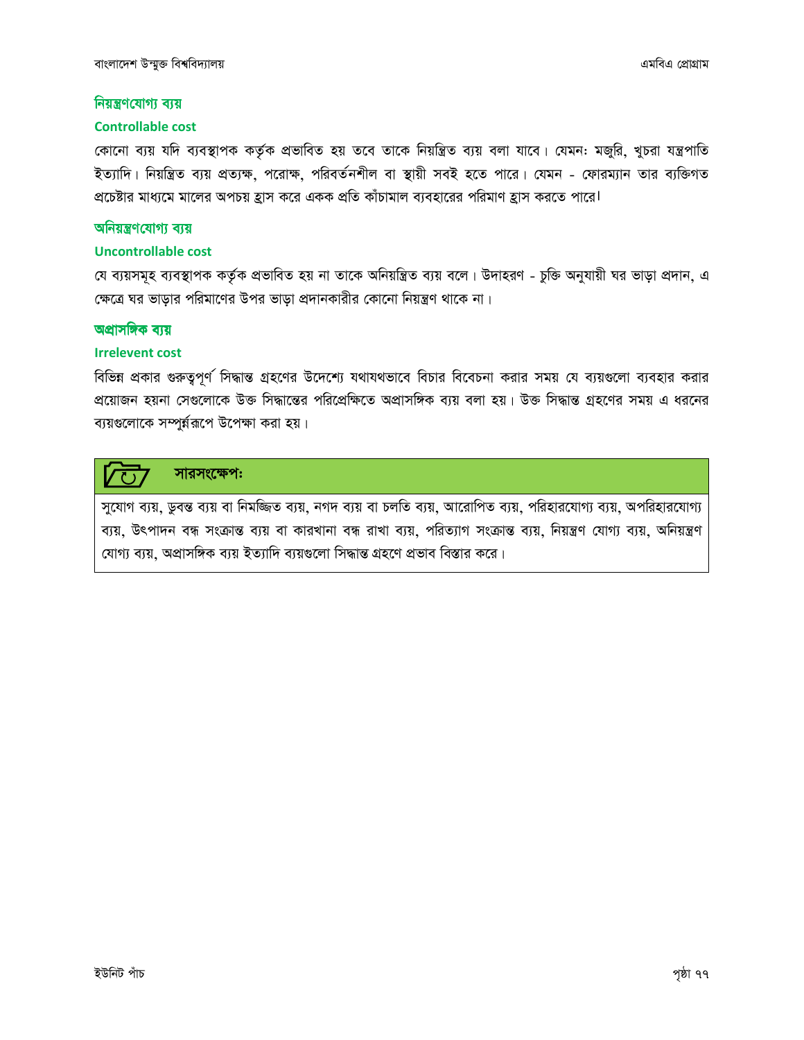### নিয়ন্ত্রণযোগ্য ব্যয়

**Controllable cost**

কোনো ব্যয় যদি ব্যবস্থাপক কর্তৃক প্রভাবিত হয় তবে তাকে নিয়ন্ত্রিত ব্যয় বলা যাবে। যেমনঃ মজুরি, খুচরা যন্ত্রপাতি ইত্যাদি। নিয়ন্ত্রিত ব্যয় প্রত্যক্ষ, পরোক্ষ, পরিবর্তনশীল বা স্থায়ী সবই হতে পারে। যেমন - ফোরম্যান তার ব্যক্তিগত প্রচেষ্টার মাধ্যমে মালের অপচয় হ্রাস করে একক প্রতি কাঁচামাল ব্যবহারের পরিমাণ হ্রাস করতে পারে।

### অনিয়ন্ত্রণযোগ্য ব্যয়

**Uncontrollable cost**

যে ব্যয়সমূহ ব্যবস্থাপক কর্তৃক প্রভাবিত হয় না তাকে অনিয়ন্ত্রিত ব্যয় বলে। উদাহরণ - চুক্তি অনুযায়ী ঘর ভাড়া প্রদান, এ ক্ষেত্রে ঘর ভাড়ার পরিমাণের উপর ভাড়া প্রদানকারীর কোনো নিয়ন্ত্রণ থাকে না।

### অপ্রাসঙ্গিক ব্যয়

**Irrelevent cost**

বিভিন্ন প্রকার গুরুত্বপূর্ণ সিদ্ধান্ত গ্রহণের উদেশ্যে যথাযথভাবে বিচার বিবেচনা করার সময় যে ব্যয়গুলো ব্যবহার করার প্রয়োজন হয়না সেগুলোকে উক্ত সিদ্ধান্তের পরিপ্রেক্ষিতে অপ্রাসঙ্গিক ব্যয় বলা হয়। উক্ত সিদ্ধান্ত গ্রহণের সময় এ ধরনের ব্যয়গুলোকে সম্পূর্ন্নরূপে উপেক্ষা করা হয়।

**সারসংক্ষেপঃ**

সুযোগ ব্যয়, ডুবন্ত ব্যয় বা নিমজ্জিত ব্যয়, নগদ ব্যয় বা চলতি ব্যয়, আরোপিত ব্যয়, পরিহারযোগ্য ব্যয়, অপরিহারযোগ্য ব্যয়, উৎপাদন বন্ধ সংক্রান্ত ব্যয় বা কারখানা বন্ধ রাখা ব্যয়, পরিত্যাগ সংক্রান্ত ব্যয়, নিয়ন্ত্রণ যোগ্য ব্যয়, অনিয়ন্ত্রণ যোগ্য ব্যয়, অপ্রাসঙ্গিক ব্যয় ইত্যাদি ব্যয়গুলো সিদ্ধান্ত গ্রহণে প্রভাব বিস্তার করে।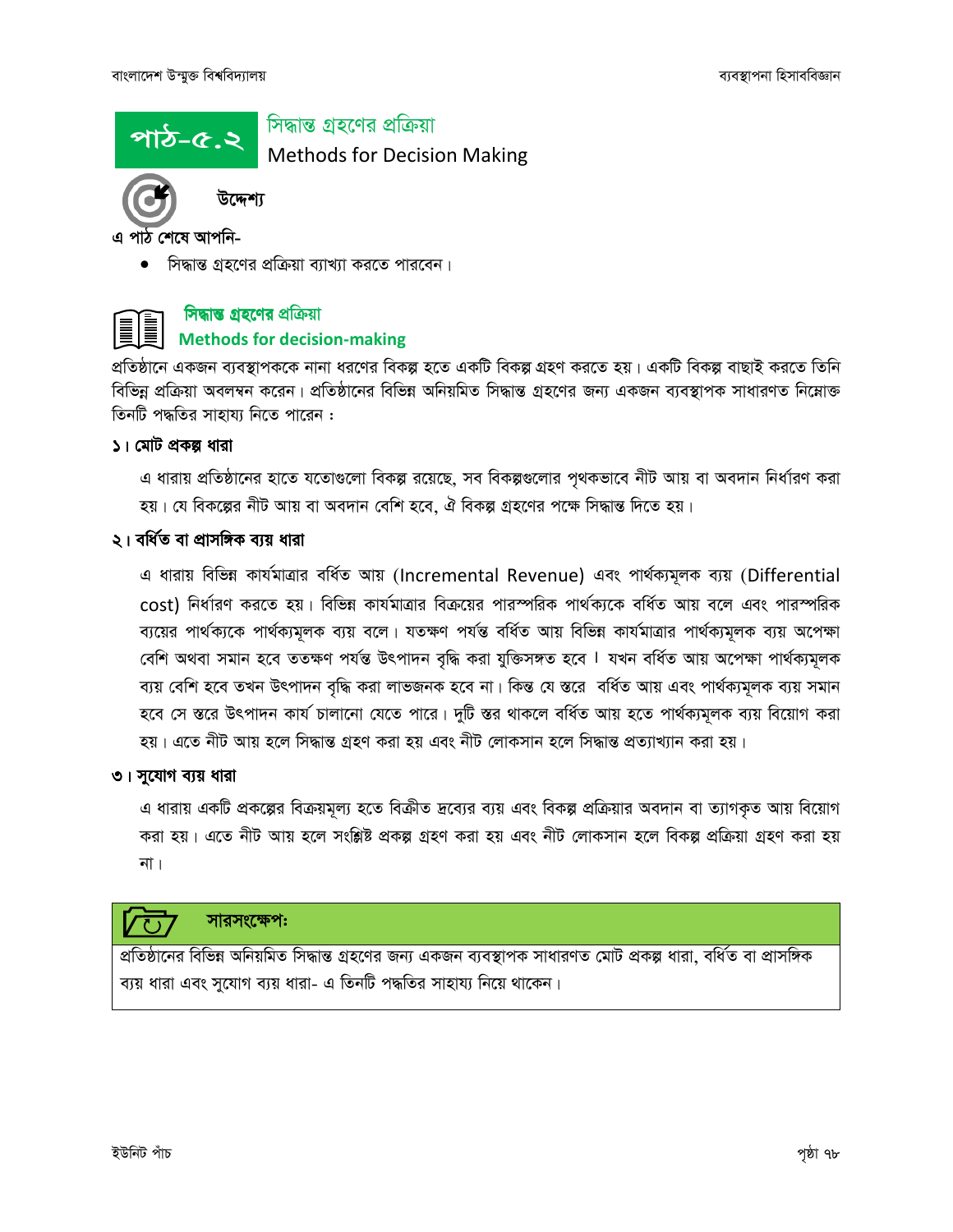# পাঠ-৫.২ সিদ্ধান্ত গ্রহণের প্রক্রিয়া

Methods for Decision Making

**উদ্দেশ্য**

**এ পাঠ শেষে আপনি-**

- সিদ্ধান্ত গ্রহণের প্রক্রিয়া ব্যাখ্যা করতে পারবেন।

## সিদ্ধান্ত গ্রহণের প্রক্রিয়া

**Methods for decision-making**

প্রতিষ্ঠানে একজন ব্যবস্থাপককে নানা ধরণের বিকল্প হতে একটি বিকল্প গ্রহণ করতে হয়। একটি বিকল্প বাছাই করতে তিনি বিভিন্ন প্রক্রিয়া অবলম্বন করেন। প্রতিষ্ঠানের বিভিন্ন অনিয়মিত সিদ্ধান্ত গ্রহণের জন্য একজন ব্যবস্থাপক সাধারণত নিম্নোক্ত তিনটি পদ্ধতির সাহায্য নিতে পারেন :

### ১। মোট প্রকল্প ধারা

এ ধারায় প্রতিষ্ঠানের হাতে যতোগুলো বিকল্প রয়েছে, সব বিকল্পগুলোর পৃথকভাবে নীট আয় বা অবদান নির্ধারণ করা হয়। যে বিকল্পের নীট আয় বা অবদান বেশি হবে, ঐ বিকল্প গ্রহণের পক্ষে সিদ্ধান্ত দিতে হয়।

### ২। বর্ধিত বা প্রাসঙ্গিক ব্যয় ধারা

এ ধারায় বিভিন্ন কার্যমাত্রার বর্ধিত আয় (Incremental Revenue) এবং পার্থক্যমূলক ব্যয় (Differential cost) নির্ধারণ করতে হয়। বিভিন্ন কার্যমাত্রার বিক্রয়ের পারস্পরিক পার্থক্যকে বর্ধিত আয় বলে এবং পারস্পরিক ব্যয়ের পার্থক্যকে পার্থক্যমূলক ব্যয় বলে। যতক্ষণ পর্যন্ত বর্ধিত আয় বিভিন্ন কার্যমাত্রার পার্থক্যমূলক ব্যয় অপেক্ষা বেশি অথবা সমান হবে ততক্ষণ পর্যন্ত উৎপাদন বৃদ্ধি করা যুক্তিসঙ্গত হবে। যখন বর্ধিত আয় অপেক্ষা পার্থক্যমূলক ব্যয় বেশি হবে তখন উৎপাদন বৃদ্ধি করা লাভজনক হবে না। কিন্তু যে স্তরে বর্ধিত আয় এবং পার্থক্যমূলক ব্যয় সমান হবে সে স্তরে উৎপাদন কার্য চালানো যেতে পারে। দুটি স্তর থাকলে বর্ধিত আয় হতে পার্থক্যমূলক ব্যয় বিয়োগ করা হয়। এতে নীট আয় হলে সিদ্ধান্ত গ্রহণ করা হয় এবং নীট লোকসান হলে সিদ্ধান্ত প্রত্যাখ্যান করা হয়।

### ৩। সুযোগ ব্যয় ধারা

এ ধারায় একটি প্রকল্পের বিক্রয়মূল্য হতে বিক্রীত দ্রব্যের ব্যয় এবং বিকল্প প্রক্রিয়ার অবদান বা ত্যাগকৃত আয় বিয়োগ করা হয়। এতে নীট আয় হলে সংশ্লিষ্ট প্রকল্প গ্রহণ করা হয় এবং নীট লোকসান হলে বিকল্প প্রক্রিয়া গ্রহণ করা হয় না।

**সারসংক্ষেপ:**

প্রতিষ্ঠানের বিভিন্ন অনিয়মিত সিদ্ধান্ত গ্রহণের জন্য একজন ব্যবস্থাপক সাধারণত মোট প্রকল্প ধারা, বর্ধিত বা প্রাসঙ্গিক ব্যয় ধারা এবং সুযোগ ব্যয় ধারা- এ তিনটি পদ্ধতির সাহায্য নিয়ে থাকেন।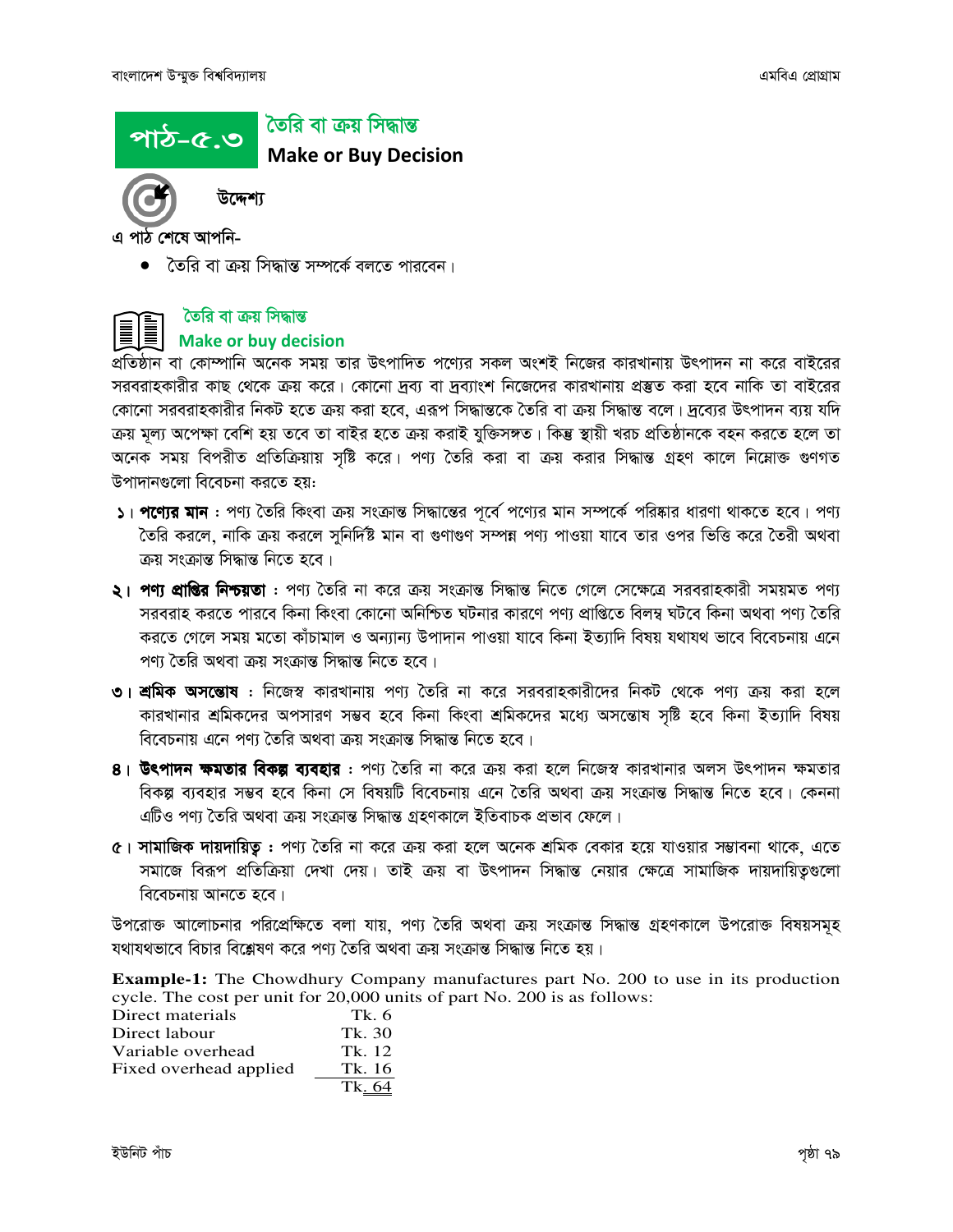# পাঠ-৫.৩ তৈরি বা ক্রয় সিদ্ধান্ত

## Make or Buy Decision

**উদ্দেশ্য**

**এ পাঠ শেষে আপনি-**

- তৈরি বা ক্রয় সিদ্ধান্ত সম্পর্কে বলতে পারবেন।

### তৈরি বা ক্রয় সিদ্ধান্ত
### Make or buy decision

প্রতিষ্ঠান বা কোম্পানি অনেক সময় তার উৎপাদিত পণ্যের সকল অংশই নিজের কারখানায় উৎপাদন না করে বাইরের সরবরাহকারীর কাছ থেকে ক্রয় করে। কোনো দ্রব্য বা দ্রব্যাংশ নিজেদের কারখানায় প্রস্তুত করা হবে নাকি তা বাইরের কোনো সরবরাহকারীর নিকট হতে ক্রয় করা হবে, এরূপ সিদ্ধান্তকে তৈরি বা ক্রয় সিদ্ধান্ত বলে। দ্রব্যের উৎপাদন ব্যয় যদি ক্রয় মূল্য অপেক্ষা বেশি হয় তবে তা বাইর হতে ক্রয় করাই যুক্তিসঙ্গত। কিন্তু স্থায়ী খরচ প্রতিষ্ঠানকে বহন করতে হলে তা অনেক সময় বিপরীত প্রতিক্রিয়ায় সৃষ্টি করে। পণ্য তৈরি করা বা ক্রয় করার সিদ্ধান্ত গ্রহণ কালে নিম্নোক্ত গুণগত উপাদানগুলো বিবেচনা করতে হয়:

১। **পণ্যের মান** : পণ্য তৈরি কিংবা ক্রয় সংক্রান্ত সিদ্ধান্তের পূর্বে পণ্যের মান সম্পর্কে পরিষ্কার ধারণা থাকতে হবে। পণ্য তৈরি করলে, নাকি ক্রয় করলে সুনির্দিষ্ট মান বা গুণাগুণ সম্পন্ন পণ্য পাওয়া যাবে তার ওপর ভিত্তি করে তৈরী অথবা ক্রয় সংক্রান্ত সিদ্ধান্ত নিতে হবে।

২। **পণ্য প্রাপ্তির নিশ্চয়তা** : পণ্য তৈরি না করে ক্রয় সংক্রান্ত সিদ্ধান্ত নিতে গেলে সেক্ষেত্রে সরবরাহকারী সময়মত পণ্য সরবরাহ করতে পারবে কিনা কিংবা কোনো অনিশ্চিত ঘটনার কারণে পণ্য প্রাপ্তিতে বিলম্ব ঘটবে কিনা অথবা পণ্য তৈরি করতে গেলে সময় মতো কাঁচামাল ও অন্যান্য উপাদান পাওয়া যাবে কিনা ইত্যাদি বিষয় যথাযথ ভাবে বিবেচনায় এনে পণ্য তৈরি অথবা ক্রয় সংক্রান্ত সিদ্ধান্ত নিতে হবে।

৩। **শ্রমিক অসন্তোষ** : নিজেস্ব কারখানায় পণ্য তৈরি না করে সরবরাহকারীদের নিকট থেকে পণ্য ক্রয় করা হলে কারখানার শ্রমিকদের অপসারণ সম্ভব হবে কিনা কিংবা শ্রমিকদের মধ্যে অসন্তোষ সৃষ্টি হবে কিনা ইত্যাদি বিষয় বিবেচনায় এনে পণ্য তৈরি অথবা ক্রয় সংক্রান্ত সিদ্ধান্ত নিতে হবে।

৪। **উৎপাদন ক্ষমতার বিকল্প ব্যবহার** : পণ্য তৈরি না করে ক্রয় করা হলে নিজেস্ব কারখানার অলস উৎপাদন ক্ষমতার বিকল্প ব্যবহার সম্ভব হবে কিনা সে বিষয়টি বিবেচনায় এনে তৈরি অথবা ক্রয় সংক্রান্ত সিদ্ধান্ত নিতে হবে। কেননা এটিও পণ্য তৈরি অথবা ক্রয় সংক্রান্ত সিদ্ধান্ত গ্রহণকালে ইতিবাচক প্রভাব ফেলে।

৫। **সামাজিক দায়দায়িত্ব** : পণ্য তৈরি না করে ক্রয় করা হলে অনেক শ্রমিক বেকার হয়ে যাওয়ার সম্ভাবনা থাকে, এতে সমাজে বিরূপ প্রতিক্রিয়া দেখা দেয়। তাই ক্রয় বা উৎপাদন সিদ্ধান্ত নেয়ার ক্ষেত্রে সামাজিক দায়দায়িত্বগুলো বিবেচনায় আনতে হবে।

উপরোক্ত আলোচনার পরিপ্রেক্ষিতে বলা যায়, পণ্য তৈরি অথবা ক্রয় সংক্রান্ত সিদ্ধান্ত গ্রহণকালে উপরোক্ত বিষয়সমূহ যথাযথভাবে বিচার বিশ্লেষণ করে পণ্য তৈরি অথবা ক্রয় সংক্রান্ত সিদ্ধান্ত নিতে হয়।

**Example-1:** The Chowdhury Company manufactures part No. 200 to use in its production cycle. The cost per unit for 20,000 units of part No. 200 is as follows:

| | |
|---|---|
| Direct materials | Tk. 6 |
| Direct labour | Tk. 30 |
| Variable overhead | Tk. 12 |
| Fixed overhead applied | Tk. 16 |
| | Tk. 64 |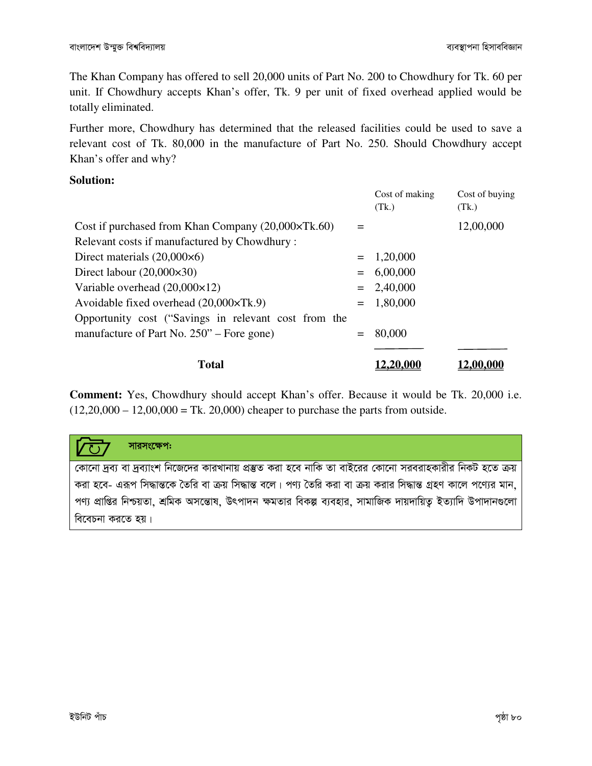The Khan Company has offered to sell 20,000 units of Part No. 200 to Chowdhury for Tk. 60 per unit. If Chowdhury accepts Khan's offer, Tk. 9 per unit of fixed overhead applied would be totally eliminated.

Further more, Chowdhury has determined that the released facilities could be used to save a relevant cost of Tk. 80,000 in the manufacture of Part No. 250. Should Chowdhury accept Khan's offer and why?

**Solution:**

| | | Cost of making (Tk.) | Cost of buying (Tk.) |
|---|---|---|---|
| Cost if purchased from Khan Company (20,000×Tk.60) | = | | 12,00,000 |
| Relevant costs if manufactured by Chowdhury : | | | |
| Direct materials (20,000×6) | = | 1,20,000 | |
| Direct labour (20,000×30) | = | 6,00,000 | |
| Variable overhead (20,000×12) | = | 2,40,000 | |
| Avoidable fixed overhead (20,000×Tk.9) | = | 1,80,000 | |
| Opportunity cost ("Savings in relevant cost from the manufacture of Part No. 250" – Fore gone) | = | 80,000 | |
| **Total** | | **12,20,000** | **12,00,000** |

**Comment:** Yes, Chowdhury should accept Khan's offer. Because it would be Tk. 20,000 i.e. (12,20,000 – 12,00,000 = Tk. 20,000) cheaper to purchase the parts from outside.

**সারসংক্ষেপ:**

কোনো দ্রব্য বা দ্রব্যাংশ নিজেদের কারখানায় প্রস্তুত করা হবে নাকি তা বাইরের কোনো সরবরাহকারীর নিকট হতে ক্রয় করা হবে- এরূপ সিদ্ধান্তকে তৈরি বা ক্রয় সিদ্ধান্ত বলে। পণ্য তৈরি করা বা ক্রয় করার সিদ্ধান্ত গ্রহণ কালে পণ্যের মান, পণ্য প্রাপ্তির নিশ্চয়তা, শ্রমিক অসন্তোষ, উৎপাদন ক্ষমতার বিকল্প ব্যবহার, সামাজিক দায়দায়িত্ব ইত্যাদি উপাদানগুলো বিবেচনা করতে হয়।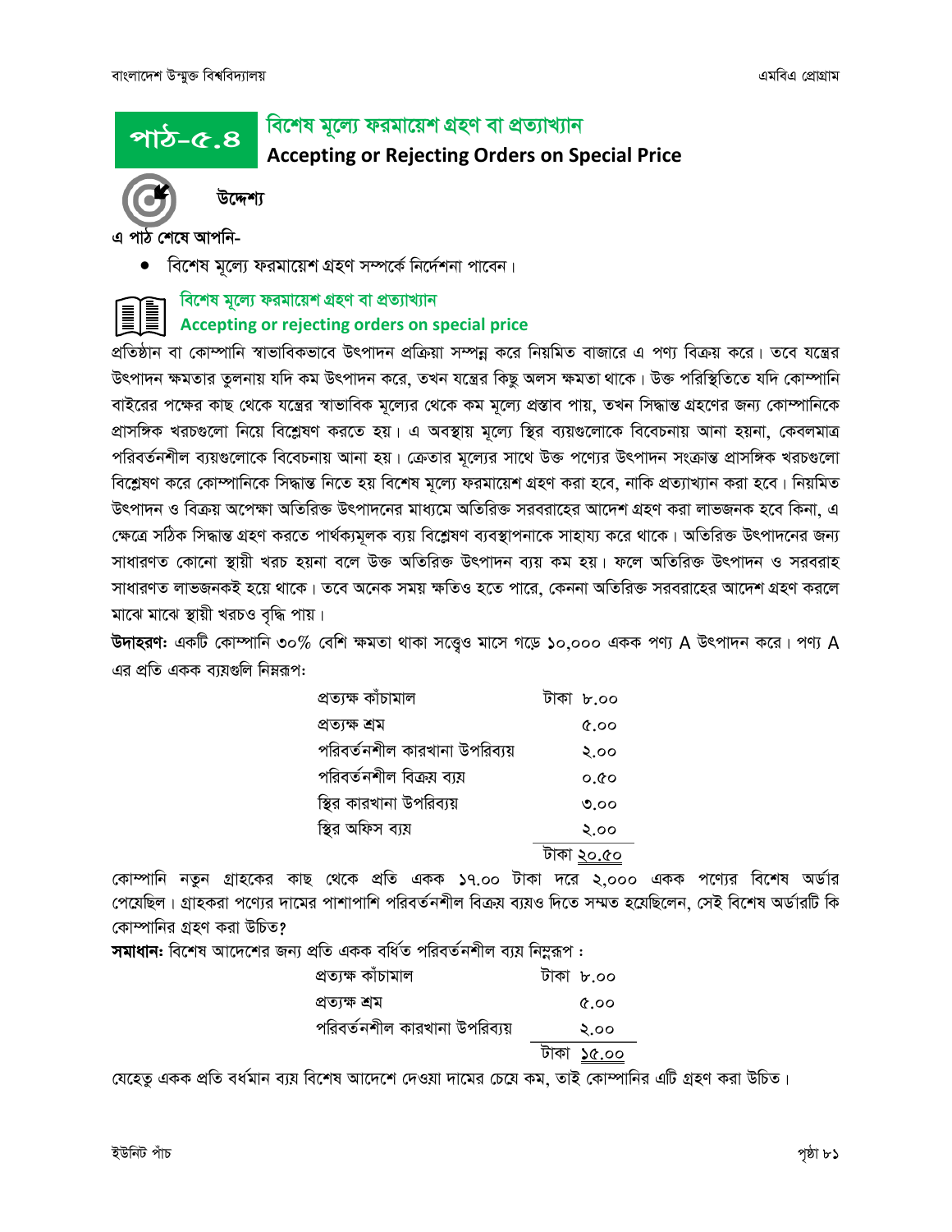## পাঠ-৫.৪ বিশেষ মূল্যে ফরমায়েশ গ্রহণ বা প্রত্যাখ্যান

### Accepting or Rejecting Orders on Special Price

**উদ্দেশ্য**

**এ পাঠ শেষে আপনি-**

- বিশেষ মূল্যে ফরমায়েশ গ্রহণ সম্পর্কে নির্দেশনা পাবেন।

### বিশেষ মূল্যে ফরমায়েশ গ্রহণ বা প্রত্যাখ্যান

### Accepting or rejecting orders on special price

প্রতিষ্ঠান বা কোম্পানি স্বাভাবিকভাবে উৎপাদন প্রক্রিয়া সম্পন্ন করে নিয়মিত বাজারে এ পণ্য বিক্রয় করে। তবে যন্ত্রের উৎপাদন ক্ষমতার তুলনায় যদি কম উৎপাদন করে, তখন যন্ত্রের কিছু অলস ক্ষমতা থাকে। উক্ত পরিস্থিতিতে যদি কোম্পানি বাইরের পক্ষের কাছ থেকে যন্ত্রের স্বাভাবিক মূল্যের থেকে কম মূল্যে প্রস্তাব পায়, তখন সিদ্ধান্ত গ্রহণের জন্য কোম্পানিকে প্রাসঙ্গিক খরচগুলো নিয়ে বিশ্লেষণ করতে হয়। এ অবস্থায় মূল্যে স্থির ব্যয়গুলোকে বিবেচনায় আনা হয়না, কেবলমাত্র পরিবর্তনশীল ব্যয়গুলোকে বিবেচনায় আনা হয়। ক্রেতার মূল্যের সাথে উক্ত পণ্যের উৎপাদন সংক্রান্ত প্রাসঙ্গিক খরচগুলো বিশ্লেষণ করে কোম্পানিকে সিদ্ধান্ত নিতে হয় বিশেষ মূল্যে ফরমায়েশ গ্রহণ করা হবে, নাকি প্রত্যাখ্যান করা হবে। নিয়মিত উৎপাদন ও বিক্রয় অপেক্ষা অতিরিক্ত উৎপাদনের মাধ্যমে অতিরিক্ত সরবরাহের আদেশ গ্রহণ করা লাভজনক হবে কিনা, এ ক্ষেত্রে সঠিক সিদ্ধান্ত গ্রহণ করতে পার্থক্যমূলক ব্যয় বিশ্লেষণ ব্যবস্থাপনাকে সাহায্য করে থাকে। অতিরিক্ত উৎপাদনের জন্য সাধারণত কোনো স্থায়ী খরচ হয়না বলে উক্ত অতিরিক্ত উৎপাদন ব্যয় কম হয়। ফলে অতিরিক্ত উৎপাদন ও সরবরাহ সাধারণত লাভজনকই হয়ে থাকে। তবে অনেক সময় ক্ষতিও হতে পারে, কেননা অতিরিক্ত সরবরাহের আদেশ গ্রহণ করলে মাঝে মাঝে স্থায়ী খরচও বৃদ্ধি পায়।

**উদাহরণ:** একটি কোম্পানি ৩০% বেশি ক্ষমতা থাকা সত্ত্বেও মাসে গড়ে ১০,০০০ একক পণ্য A উৎপাদন করে। পণ্য A এর প্রতি একক ব্যয়গুলি নিম্নরূপ:

| বিবরণ | টাকা |
|---|---|
| প্রত্যক্ষ কাঁচামাল | টাকা ৮.০০ |
| প্রত্যক্ষ শ্রম | ৫.০০ |
| পরিবর্তনশীল কারখানা উপরিব্যয় | ২.০০ |
| পরিবর্তনশীল বিক্রয় ব্যয় | ০.৫০ |
| স্থির কারখানা উপরিব্যয় | ৩.০০ |
| স্থির অফিস ব্যয় | ২.০০ |
| | টাকা ২০.৫০ |

কোম্পানি নতুন গ্রাহকের কাছ থেকে প্রতি একক ১৭.০০ টাকা দরে ২,০০০ একক পণ্যের বিশেষ অর্ডার পেয়েছিল। গ্রাহকরা পণ্যের দামের পাশাপাশি পরিবর্তনশীল বিক্রয় ব্যয়ও দিতে সম্মত হয়েছিলেন, সেই বিশেষ অর্ডারটি কি কোম্পানির গ্রহণ করা উচিত?

**সমাধান:** বিশেষ আদেশের জন্য প্রতি একক বর্ধিত পরিবর্তনশীল ব্যয় নিম্নরূপ :

| বিবরণ | টাকা |
|---|---|
| প্রত্যক্ষ কাঁচামাল | টাকা ৮.০০ |
| প্রত্যক্ষ শ্রম | ৫.০০ |
| পরিবর্তনশীল কারখানা উপরিব্যয় | ২.০০ |
| | টাকা ১৫.০০ |

যেহেতু একক প্রতি বর্ধমান ব্যয় বিশেষ আদেশে দেওয়া দামের চেয়ে কম, তাই কোম্পানির এটি গ্রহণ করা উচিত।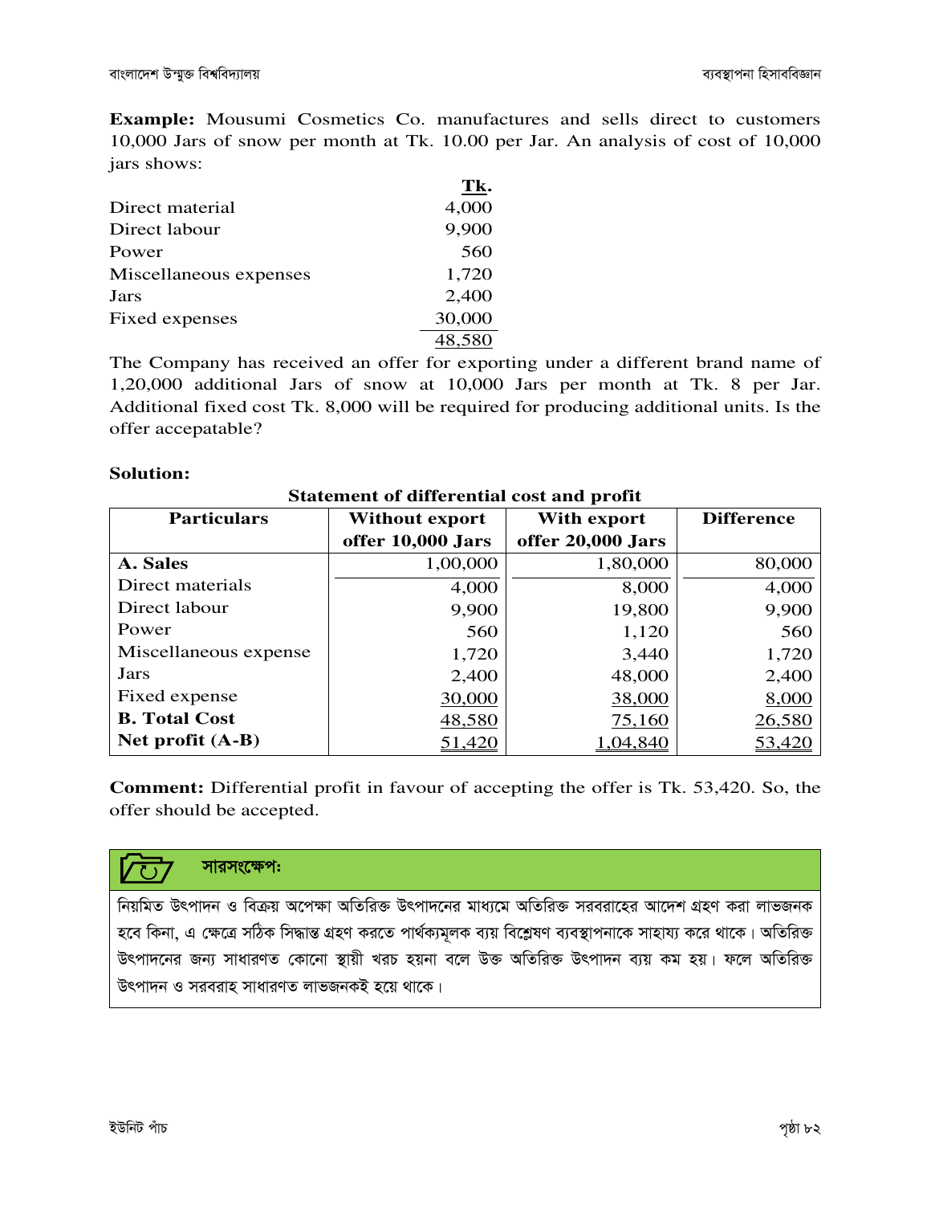**Example:** Mousumi Cosmetics Co. manufactures and sells direct to customers 10,000 Jars of snow per month at Tk. 10.00 per Jar. An analysis of cost of 10,000 jars shows:

| | **Tk.** |
|---|---:|
| Direct material | 4,000 |
| Direct labour | 9,900 |
| Power | 560 |
| Miscellaneous expenses | 1,720 |
| Jars | 2,400 |
| Fixed expenses | 30,000 |
| | 48,580 |

The Company has received an offer for exporting under a different brand name of 1,20,000 additional Jars of snow at 10,000 Jars per month at Tk. 8 per Jar. Additional fixed cost Tk. 8,000 will be required for producing additional units. Is the offer accepatable?

**Solution:**

**Statement of differential cost and profit**

| **Particulars** | **Without export offer 10,000 Jars** | **With export offer 20,000 Jars** | **Difference** |
|---|---:|---:|---:|
| **A. Sales** | 1,00,000 | 1,80,000 | 80,000 |
| Direct materials | 4,000 | 8,000 | 4,000 |
| Direct labour | 9,900 | 19,800 | 9,900 |
| Power | 560 | 1,120 | 560 |
| Miscellaneous expense | 1,720 | 3,440 | 1,720 |
| Jars | 2,400 | 48,000 | 2,400 |
| Fixed expense | 30,000 | 38,000 | 8,000 |
| **B. Total Cost** | 48,580 | 75,160 | 26,580 |
| **Net profit (A-B)** | 51,420 | 1,04,840 | 53,420 |

**Comment:** Differential profit in favour of accepting the offer is Tk. 53,420. So, the offer should be accepted.

### সারসংক্ষেপ:

নিয়মিত উৎপাদন ও বিক্রয় অপেক্ষা অতিরিক্ত উৎপাদনের মাধ্যমে অতিরিক্ত সরবরাহের আদেশ গ্রহণ করা লাভজনক হবে কিনা, এ ক্ষেত্রে সঠিক সিদ্ধান্ত গ্রহণ করতে পার্থক্যমূলক ব্যয় বিশ্লেষণ ব্যবস্থাপনাকে সাহায্য করে থাকে। অতিরিক্ত উৎপাদনের জন্য সাধারণত কোনো স্থায়ী খরচ হয়না বলে উক্ত অতিরিক্ত উৎপাদন ব্যয় কম হয়। ফলে অতিরিক্ত উৎপাদন ও সরবরাহ সাধারণত লাভজনকই হয়ে থাকে।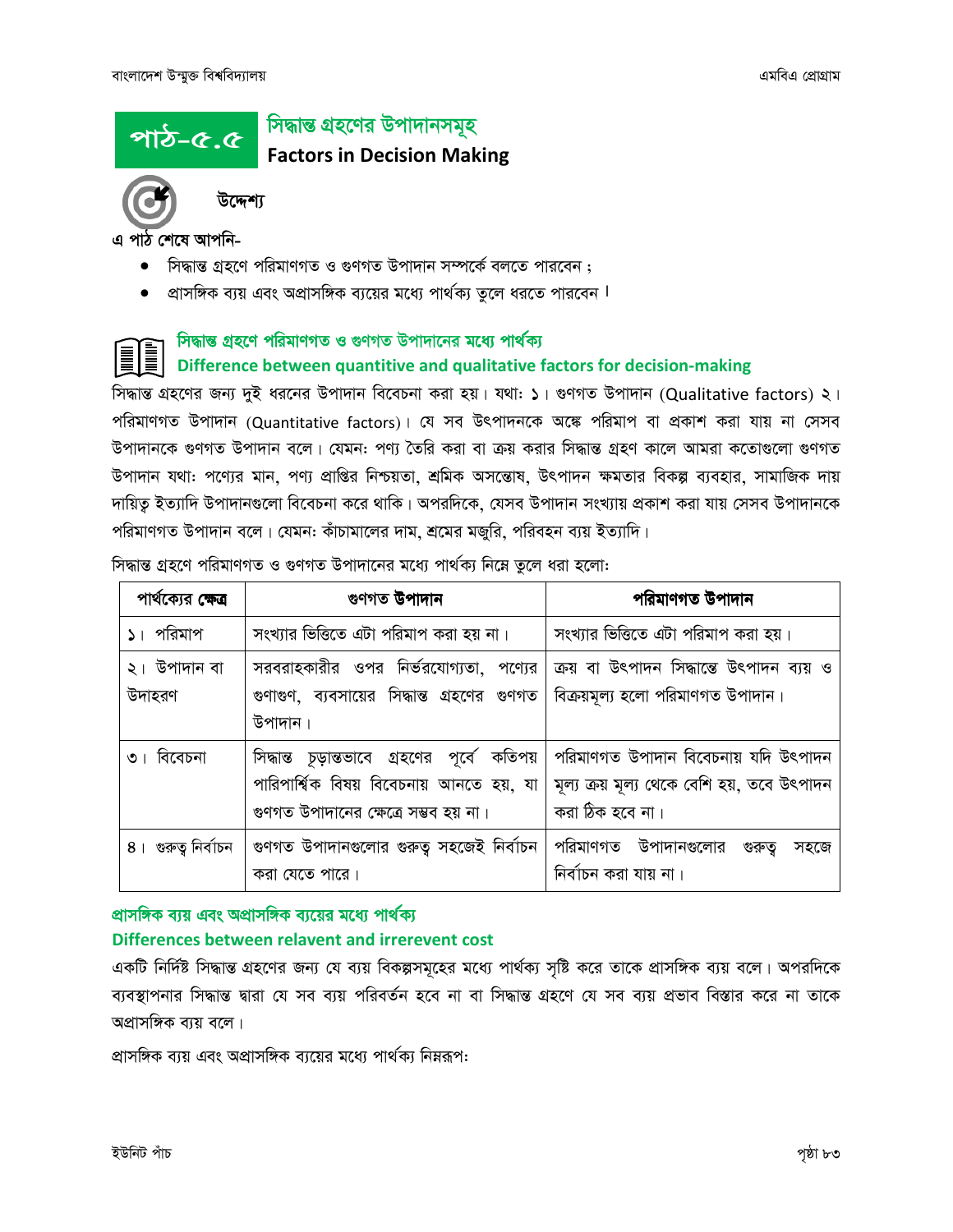# পাঠ-৫.৫ সিদ্ধান্ত গ্রহণের উপাদানসমূহ
## Factors in Decision Making

**উদ্দেশ্য**

**এ পাঠ শেষে আপনি-**

- সিদ্ধান্ত গ্রহণে পরিমাণগত ও গুণগত উপাদান সম্পর্কে বলতে পারবেন ;
- প্রাসঙ্গিক ব্যয় এবং অপ্রাসঙ্গিক ব্যয়ের মধ্যে পার্থক্য তুলে ধরতে পারবেন ।

### সিদ্ধান্ত গ্রহণে পরিমাণগত ও গুণগত উপাদানের মধ্যে পার্থক্য
### Difference between quantitive and qualitative factors for decision-making

সিদ্ধান্ত গ্রহণের জন্য দুই ধরনের উপাদান বিবেচনা করা হয়। যথা: ১। গুণগত উপাদান (Qualitative factors) ২। পরিমাণগত উপাদান (Quantitative factors)। যে সব উৎপাদনকে অঙ্কে পরিমাপ বা প্রকাশ করা যায় না সেসব উপাদানকে গুণগত উপাদান বলে। যেমন: পণ্য তৈরি করা বা ক্রয় করার সিদ্ধান্ত গ্রহণ কালে আমরা কতোগুলো গুণগত উপাদান যথা: পণ্যের মান, পণ্য প্রাপ্তির নিশ্চয়তা, শ্রমিক অসন্তোষ, উৎপাদন ক্ষমতার বিকল্প ব্যবহার, সামাজিক দায় দায়িত্ব ইত্যাদি উপাদানগুলো বিবেচনা করে থাকি। অপরদিকে, যেসব উপাদান সংখ্যায় প্রকাশ করা যায় সেসব উপাদানকে পরিমাণগত উপাদান বলে। যেমন: কাঁচামালের দাম, শ্রমের মজুরি, পরিবহন ব্যয় ইত্যাদি।

সিদ্ধান্ত গ্রহণে পরিমাণগত ও গুণগত উপাদানের মধ্যে পার্থক্য নিম্নে তুলে ধরা হলো:

| পার্থক্যের ক্ষেত্র | গুণগত উপাদান | পরিমাণগত উপাদান |
|---|---|---|
| ১। পরিমাপ | সংখ্যার ভিত্তিতে এটা পরিমাপ করা হয় না। | সংখ্যার ভিত্তিতে এটা পরিমাপ করা হয়। |
| ২। উপাদান বা উদাহরণ | সরবরাহকারীর ওপর নির্ভরযোগ্যতা, পণ্যের গুণাগুণ, ব্যবসায়ের সিদ্ধান্ত গ্রহণের গুণগত উপাদান। | ক্রয় বা উৎপাদন সিদ্ধান্তে উৎপাদন ব্যয় ও বিক্রয়মূল্য হলো পরিমাণগত উপাদান। |
| ৩। বিবেচনা | সিদ্ধান্ত চূড়ান্তভাবে গ্রহণের পূর্বে কতিপয় পারিপার্শ্বিক বিষয় বিবেচনায় আনতে হয়, যা গুণগত উপাদানের ক্ষেত্রে সম্ভব হয় না। | পরিমাণগত উপাদান বিবেচনায় যদি উৎপাদন মূল্য ক্রয় মূল্য থেকে বেশি হয়, তবে উৎপাদন করা ঠিক হবে না। |
| ৪। গুরুত্ব নির্বাচন | গুণগত উপাদানগুলোর গুরুত্ব সহজেই নির্বাচন করা যেতে পারে। | পরিমাণগত উপাদানগুলোর গুরুত্ব সহজে নির্বাচন করা যায় না। |

### প্রাসঙ্গিক ব্যয় এবং অপ্রাসঙ্গিক ব্যয়ের মধ্যে পার্থক্য
### Differences between relavent and irrerevent cost

একটি নির্দিষ্ট সিদ্ধান্ত গ্রহণের জন্য যে ব্যয় বিকল্পসমূহের মধ্যে পার্থক্য সৃষ্টি করে তাকে প্রাসঙ্গিক ব্যয় বলে। অপরদিকে ব্যবস্থাপনার সিদ্ধান্ত দ্বারা যে সব ব্যয় পরিবর্তন হবে না বা সিদ্ধান্ত গ্রহণে যে সব ব্যয় প্রভাব বিস্তার করে না তাকে অপ্রাসঙ্গিক ব্যয় বলে।

প্রাসঙ্গিক ব্যয় এবং অপ্রাসঙ্গিক ব্যয়ের মধ্যে পার্থক্য নিম্নরূপ: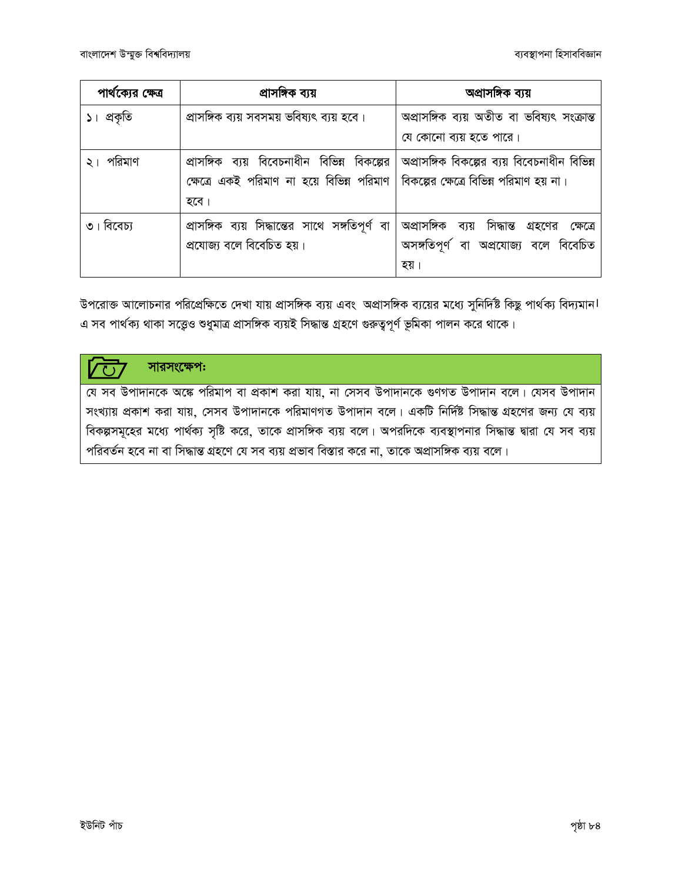| পার্থক্যের ক্ষেত্র | প্রাসঙ্গিক ব্যয় | অপ্রাসঙ্গিক ব্যয় |
|---|---|---|
| ১। প্রকৃতি | প্রাসঙ্গিক ব্যয় সবসময় ভবিষ্যৎ ব্যয় হবে। | অপ্রাসঙ্গিক ব্যয় অতীত বা ভবিষ্যৎ সংক্রান্ত যে কোনো ব্যয় হতে পারে। |
| ২। পরিমাণ | প্রাসঙ্গিক ব্যয় বিবেচনাধীন বিভিন্ন বিকল্পের ক্ষেত্রে একই পরিমাণ না হয়ে বিভিন্ন পরিমাণ হবে। | অপ্রাসঙ্গিক বিকল্পের ব্যয় বিবেচনাধীন বিভিন্ন বিকল্পের ক্ষেত্রে বিভিন্ন পরিমাণ হয় না। |
| ৩। বিবেচ্য | প্রাসঙ্গিক ব্যয় সিদ্ধান্তের সাথে সঙ্গতিপূর্ণ বা প্রযোজ্য বলে বিবেচিত হয়। | অপ্রাসঙ্গিক ব্যয় সিদ্ধান্ত গ্রহণের ক্ষেত্রে অসঙ্গতিপূর্ণ বা অপ্রযোজ্য বলে বিবেচিত হয়। |

উপরোক্ত আলোচনার পরিপ্রেক্ষিতে দেখা যায় প্রাসঙ্গিক ব্যয় এবং অপ্রাসঙ্গিক ব্যয়ের মধ্যে সুনির্দিষ্ট কিছু পার্থক্য বিদ্যমান। এ সব পার্থক্য থাকা সত্ত্বেও শুধুমাত্র প্রাসঙ্গিক ব্যয়ই সিদ্ধান্ত গ্রহণে গুরুত্বপূর্ণ ভূমিকা পালন করে থাকে।

### সারসংক্ষেপঃ

যে সব উপাদানকে অঙ্কে পরিমাপ বা প্রকাশ করা যায়, না সেসব উপাদানকে গুণগত উপাদান বলে। যেসব উপাদান সংখ্যায় প্রকাশ করা যায়, সেসব উপাদানকে পরিমাণগত উপাদান বলে। একটি নির্দিষ্ট সিদ্ধান্ত গ্রহণের জন্য যে ব্যয় বিকল্পসমূহের মধ্যে পার্থক্য সৃষ্টি করে, তাকে প্রাসঙ্গিক ব্যয় বলে। অপরদিকে ব্যবস্থাপনার সিদ্ধান্ত দ্বারা যে সব ব্যয় পরিবর্তন হবে না বা সিদ্ধান্ত গ্রহণে যে সব ব্যয় প্রভাব বিস্তার করে না, তাকে অপ্রাসঙ্গিক ব্যয় বলে।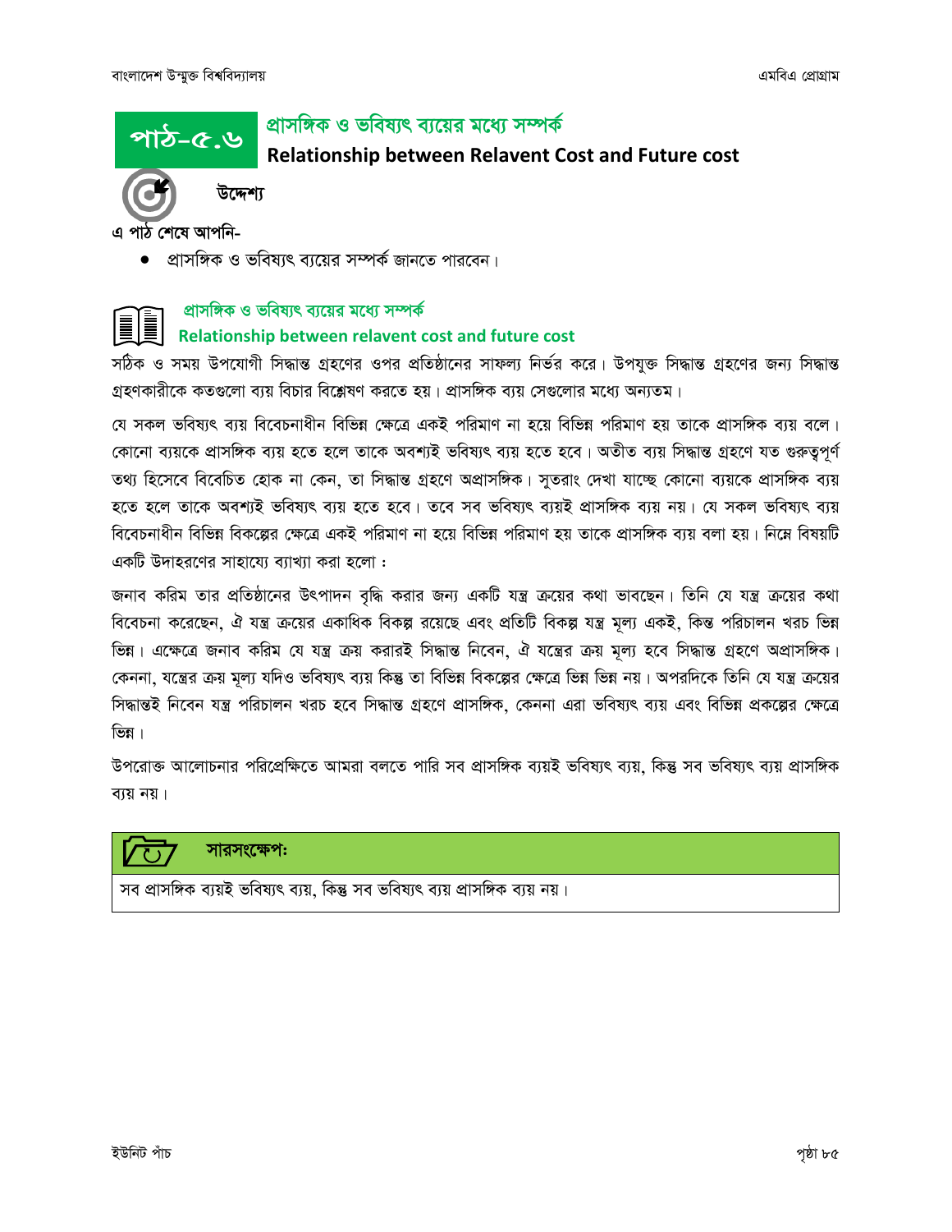## পাঠ-৫.৬ প্রাসঙ্গিক ও ভবিষ্যৎ ব্যয়ের মধ্যে সম্পর্ক

## Relationship between Relavent Cost and Future cost

**উদ্দেশ্য**

**এ পাঠ শেষে আপনি-**

- প্রাসঙ্গিক ও ভবিষ্যৎ ব্যয়ের সম্পর্ক জানতে পারবেন।

### প্রাসঙ্গিক ও ভবিষ্যৎ ব্যয়ের মধ্যে সম্পর্ক

### Relationship between relavent cost and future cost

সঠিক ও সময় উপযোগী সিদ্ধান্ত গ্রহণের ওপর প্রতিষ্ঠানের সাফল্য নির্ভর করে। উপযুক্ত সিদ্ধান্ত গ্রহণের জন্য সিদ্ধান্ত গ্রহণকারীকে কতগুলো ব্যয় বিচার বিশ্লেষণ করতে হয়। প্রাসঙ্গিক ব্যয় সেগুলোর মধ্যে অন্যতম।

যে সকল ভবিষ্যৎ ব্যয় বিবেচনাধীন বিভিন্ন ক্ষেত্রে একই পরিমাণ না হয়ে বিভিন্ন পরিমাণ হয় তাকে প্রাসঙ্গিক ব্যয় বলে। কোনো ব্যয়কে প্রাসঙ্গিক ব্যয় হতে হলে তাকে অবশ্যই ভবিষ্যৎ ব্যয় হতে হবে। অতীত ব্যয় সিদ্ধান্ত গ্রহণে যত গুরুত্বপূর্ণ তথ্য হিসেবে বিবেচিত হোক না কেন, তা সিদ্ধান্ত গ্রহণে অপ্রাসঙ্গিক। সুতরাং দেখা যাচ্ছে কোনো ব্যয়কে প্রাসঙ্গিক ব্যয় হতে হলে তাকে অবশ্যই ভবিষ্যৎ ব্যয় হতে হবে। তবে সব ভবিষ্যৎ ব্যয়ই প্রাসঙ্গিক ব্যয় নয়। যে সকল ভবিষ্যৎ ব্যয় বিবেচনাধীন বিভিন্ন বিকল্পের ক্ষেত্রে একই পরিমাণ না হয়ে বিভিন্ন পরিমাণ হয় তাকে প্রাসঙ্গিক ব্যয় বলা হয়। নিম্নে বিষয়টি একটি উদাহরণের সাহায্যে ব্যাখ্যা করা হলো :

জনাব করিম তার প্রতিষ্ঠানের উৎপাদন বৃদ্ধি করার জন্য একটি যন্ত্র ক্রয়ের কথা ভাবছেন। তিনি যে যন্ত্র ক্রয়ের কথা বিবেচনা করেছেন, ঐ যন্ত্র ক্রয়ের একাধিক বিকল্প রয়েছে এবং প্রতিটি বিকল্প যন্ত্র মূল্য একই, কিন্তু পরিচালন খরচ ভিন্ন ভিন্ন। এক্ষেত্রে জনাব করিম যে যন্ত্র ক্রয় করারই সিদ্ধান্ত নিবেন, ঐ যন্ত্রের ক্রয় মূল্য হবে সিদ্ধান্ত গ্রহণে অপ্রাসঙ্গিক। কেননা, যন্ত্রের ক্রয় মূল্য যদিও ভবিষ্যৎ ব্যয় কিন্তু তা বিভিন্ন বিকল্পের ক্ষেত্রে ভিন্ন ভিন্ন নয়। অপরদিকে তিনি যে যন্ত্র ক্রয়ের সিদ্ধান্তই নিবেন যন্ত্র পরিচালন খরচ হবে সিদ্ধান্ত গ্রহণে প্রাসঙ্গিক, কেননা এরা ভবিষ্যৎ ব্যয় এবং বিভিন্ন প্রকল্পের ক্ষেত্রে ভিন্ন।

উপরোক্ত আলোচনার পরিপ্রেক্ষিতে আমরা বলতে পারি সব প্রাসঙ্গিক ব্যয়ই ভবিষ্যৎ ব্যয়, কিন্তু সব ভবিষ্যৎ ব্যয় প্রাসঙ্গিক ব্যয় নয়।

**সারসংক্ষেপ:**

সব প্রাসঙ্গিক ব্যয়ই ভবিষ্যৎ ব্যয়, কিন্তু সব ভবিষ্যৎ ব্যয় প্রাসঙ্গিক ব্যয় নয়।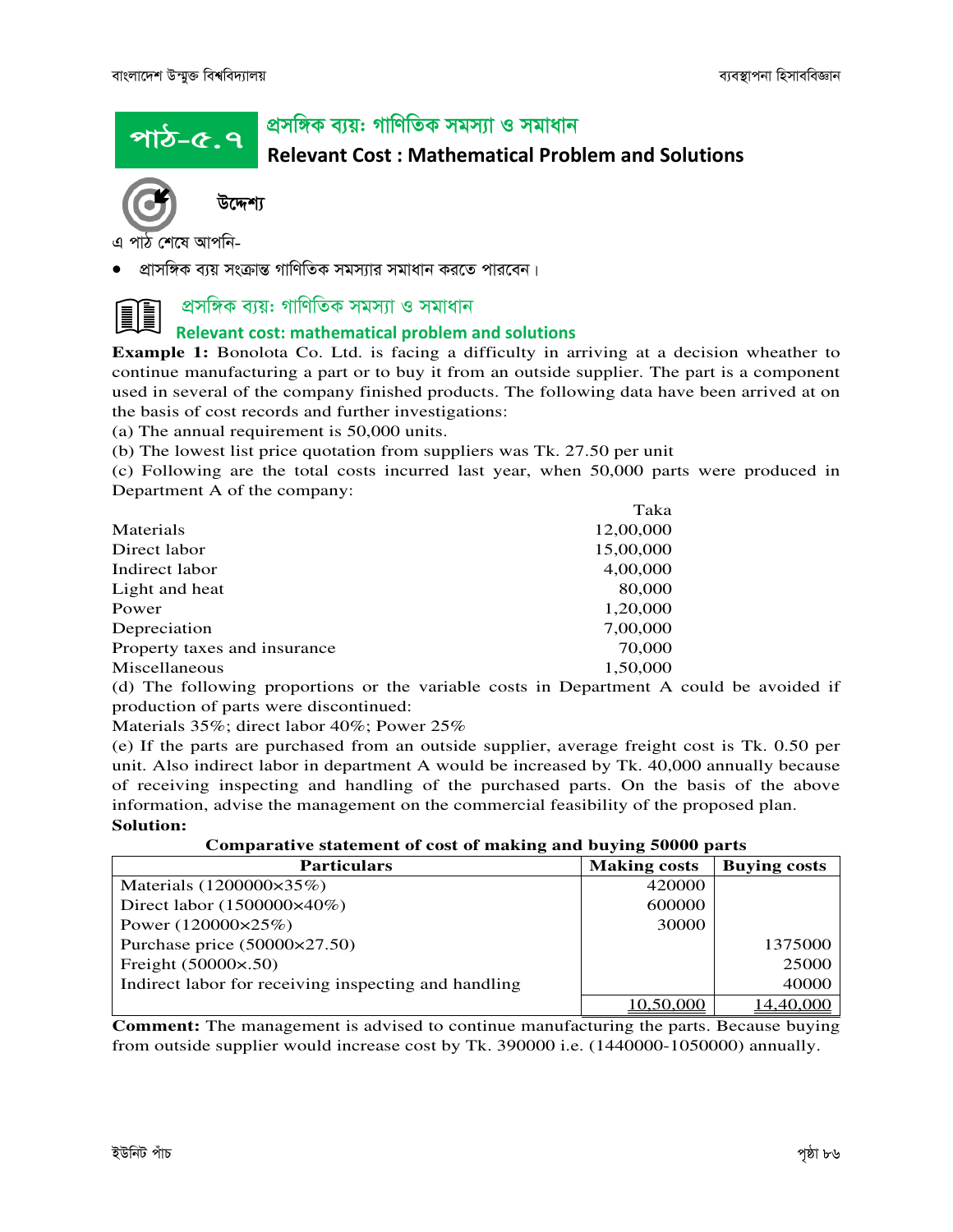# পাঠ-৫.৭ প্রসঙ্গিক ব্যয়: গাণিতিক সমস্যা ও সমাধান

## Relevant Cost : Mathematical Problem and Solutions

### উদ্দেশ্য

এ পাঠ শেষে আপনি-

- প্রাসঙ্গিক ব্যয় সংক্রান্ত গাণিতিক সমস্যার সমাধান করতে পারবেন।

## প্রসঙ্গিক ব্যয়: গাণিতিক সমস্যা ও সমাধান

### Relevant cost: mathematical problem and solutions

**Example 1:** Bonolota Co. Ltd. is facing a difficulty in arriving at a decision wheather to continue manufacturing a part or to buy it from an outside supplier. The part is a component used in several of the company finished products. The following data have been arrived at on the basis of cost records and further investigations:

(a) The annual requirement is 50,000 units.

(b) The lowest list price quotation from suppliers was Tk. 27.50 per unit

(c) Following are the total costs incurred last year, when 50,000 parts were produced in Department A of the company:

| | Taka |
|---|---|
| Materials | 12,00,000 |
| Direct labor | 15,00,000 |
| Indirect labor | 4,00,000 |
| Light and heat | 80,000 |
| Power | 1,20,000 |
| Depreciation | 7,00,000 |
| Property taxes and insurance | 70,000 |
| Miscellaneous | 1,50,000 |

(d) The following proportions or the variable costs in Department A could be avoided if production of parts were discontinued:

Materials 35%; direct labor 40%; Power 25%

(e) If the parts are purchased from an outside supplier, average freight cost is Tk. 0.50 per unit. Also indirect labor in department A would be increased by Tk. 40,000 annually because of receiving inspecting and handling of the purchased parts. On the basis of the above information, advise the management on the commercial feasibility of the proposed plan.

**Solution:**

**Comparative statement of cost of making and buying 50000 parts**

| Particulars | Making costs | Buying costs |
|---|---|---|
| Materials (1200000×35%) | 420000 | |
| Direct labor (1500000×40%) | 600000 | |
| Power (120000×25%) | 30000 | |
| Purchase price (50000×27.50) | | 1375000 |
| Freight (50000×.50) | | 25000 |
| Indirect labor for receiving inspecting and handling | | 40000 |
| | 10,50,000 | 14,40,000 |

**Comment:** The management is advised to continue manufacturing the parts. Because buying from outside supplier would increase cost by Tk. 390000 i.e. (1440000-1050000) annually.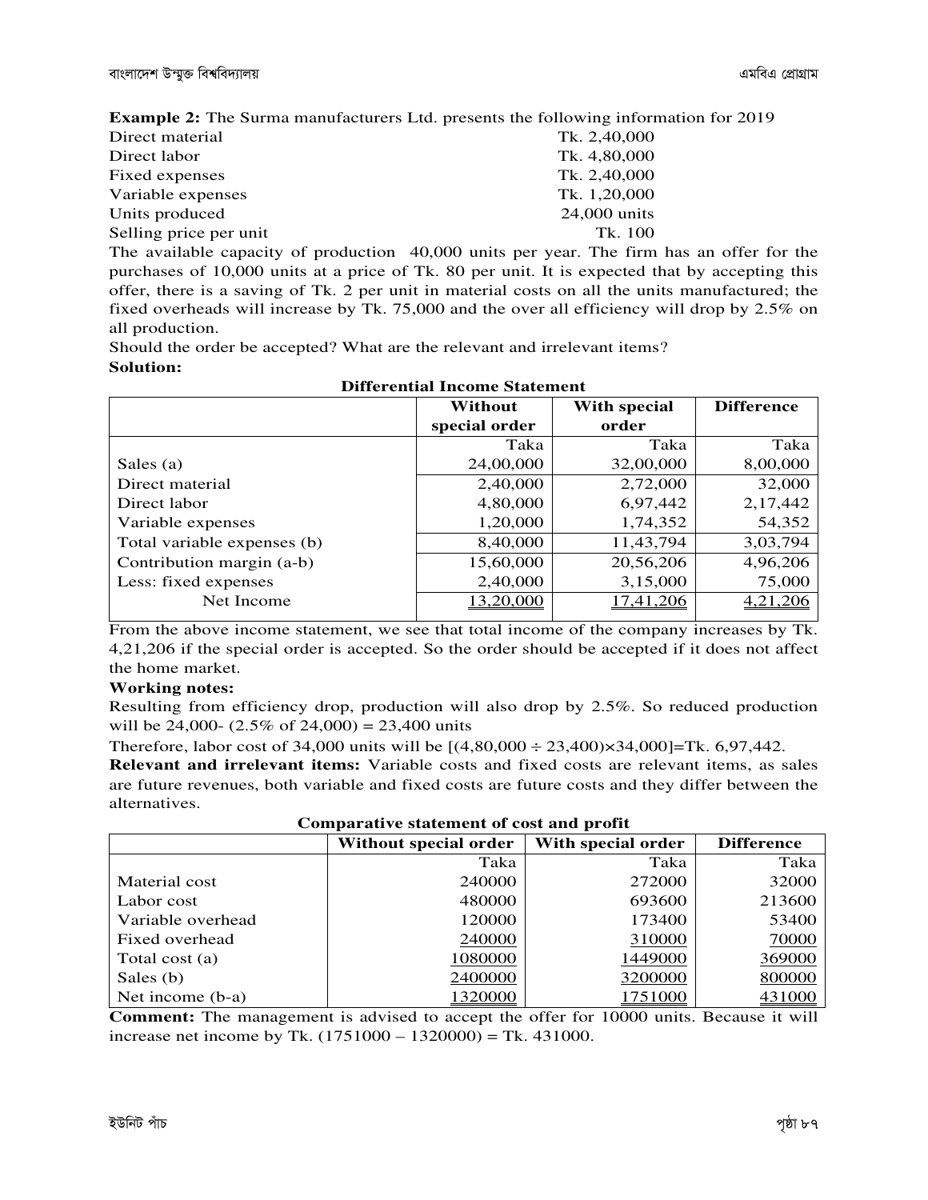**Example 2:** The Surma manufacturers Ltd. presents the following information for 2019

| | |
|---|---|
| Direct material | Tk. 2,40,000 |
| Direct labor | Tk. 4,80,000 |
| Fixed expenses | Tk. 2,40,000 |
| Variable expenses | Tk. 1,20,000 |
| Units produced | 24,000 units |
| Selling price per unit | Tk. 100 |

The available capacity of production 40,000 units per year. The firm has an offer for the purchases of 10,000 units at a price of Tk. 80 per unit. It is expected that by accepting this offer, there is a saving of Tk. 2 per unit in material costs on all the units manufactured; the fixed overheads will increase by Tk. 75,000 and the over all efficiency will drop by 2.5% on all production.

Should the order be accepted? What are the relevant and irrelevant items?

**Solution:**

**Differential Income Statement**

| | Without special order | With special order | Difference |
|---|---|---|---|
| | Taka | Taka | Taka |
| Sales (a) | 24,00,000 | 32,00,000 | 8,00,000 |
| Direct material | 2,40,000 | 2,72,000 | 32,000 |
| Direct labor | 4,80,000 | 6,97,442 | 2,17,442 |
| Variable expenses | 1,20,000 | 1,74,352 | 54,352 |
| Total variable expenses (b) | 8,40,000 | 11,43,794 | 3,03,794 |
| Contribution margin (a-b) | 15,60,000 | 20,56,206 | 4,96,206 |
| Less: fixed expenses | 2,40,000 | 3,15,000 | 75,000 |
| Net Income | 13,20,000 | 17,41,206 | 4,21,206 |

From the above income statement, we see that total income of the company increases by Tk. 4,21,206 if the special order is accepted. So the order should be accepted if it does not affect the home market.

**Working notes:**

Resulting from efficiency drop, production will also drop by 2.5%. So reduced production will be 24,000- (2.5% of 24,000) = 23,400 units

Therefore, labor cost of 34,000 units will be [(4,80,000 ÷ 23,400)×34,000]=Tk. 6,97,442.

**Relevant and irrelevant items:** Variable costs and fixed costs are relevant items, as sales are future revenues, both variable and fixed costs are future costs and they differ between the alternatives.

**Comparative statement of cost and profit**

| | Without special order | With special order | Difference |
|---|---|---|---|
| | Taka | Taka | Taka |
| Material cost | 240000 | 272000 | 32000 |
| Labor cost | 480000 | 693600 | 213600 |
| Variable overhead | 120000 | 173400 | 53400 |
| Fixed overhead | 240000 | 310000 | 70000 |
| Total cost (a) | 1080000 | 1449000 | 369000 |
| Sales (b) | 2400000 | 3200000 | 800000 |
| Net income (b-a) | 1320000 | 1751000 | 431000 |

**Comment:** The management is advised to accept the offer for 10000 units. Because it will increase net income by Tk. (1751000 – 1320000) = Tk. 431000.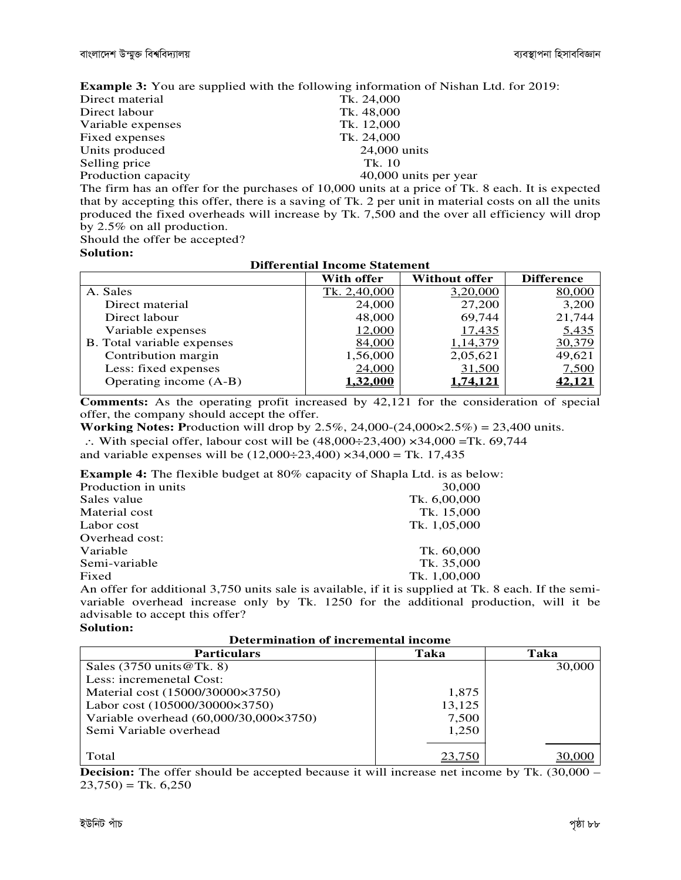**Example 3:** You are supplied with the following information of Nishan Ltd. for 2019:

| | |
|---|---|
| Direct material | Tk. 24,000 |
| Direct labour | Tk. 48,000 |
| Variable expenses | Tk. 12,000 |
| Fixed expenses | Tk. 24,000 |
| Units produced | 24,000 units |
| Selling price | Tk. 10 |
| Production capacity | 40,000 units per year |

The firm has an offer for the purchases of 10,000 units at a price of Tk. 8 each. It is expected that by accepting this offer, there is a saving of Tk. 2 per unit in material costs on all the units produced the fixed overheads will increase by Tk. 7,500 and the over all efficiency will drop by 2.5% on all production.

Should the offer be accepted?

**Solution:**

**Differential Income Statement**

| | With offer | Without offer | Difference |
|---|---|---|---|
| A. Sales | Tk. 2,40,000 | 3,20,000 | 80,000 |
| Direct material | 24,000 | 27,200 | 3,200 |
| Direct labour | 48,000 | 69,744 | 21,744 |
| Variable expenses | 12,000 | 17,435 | 5,435 |
| B. Total variable expenses | 84,000 | 1,14,379 | 30,379 |
| Contribution margin | 1,56,000 | 2,05,621 | 49,621 |
| Less: fixed expenses | 24,000 | 31,500 | 7,500 |
| Operating income (A-B) | **1,32,000** | **1,74,121** | **42,121** |

**Comments:** As the operating profit increased by 42,121 for the consideration of special offer, the company should accept the offer.

**Working Notes: P**roduction will drop by 2.5%, 24,000-(24,000×2.5%) = 23,400 units.

∴ With special offer, labour cost will be (48,000÷23,400) ×34,000 =Tk. 69,744

and variable expenses will be (12,000÷23,400) ×34,000 = Tk. 17,435

**Example 4:** The flexible budget at 80% capacity of Shapla Ltd. is as below:

| | |
|---|---|
| Production in units | 30,000 |
| Sales value | Tk. 6,00,000 |
| Material cost | Tk. 15,000 |
| Labor cost | Tk. 1,05,000 |
| Overhead cost: | |
| Variable | Tk. 60,000 |
| Semi-variable | Tk. 35,000 |
| Fixed | Tk. 1,00,000 |

An offer for additional 3,750 units sale is available, if it is supplied at Tk. 8 each. If the semi-variable overhead increase only by Tk. 1250 for the additional production, will it be advisable to accept this offer?

**Solution:**

**Determination of incremental income**

| Particulars | Taka | Taka |
|---|---|---|
| Sales (3750 units@Tk. 8) | | 30,000 |
| Less: incremenetal Cost: | | |
| Material cost (15000/30000×3750) | 1,875 | |
| Labor cost (105000/30000×3750) | 13,125 | |
| Variable overhead (60,000/30,000×3750) | 7,500 | |
| Semi Variable overhead | 1,250 | |
| Total | 23,750 | 30,000 |

**Decision:** The offer should be accepted because it will increase net income by Tk. (30,000 – 23,750) = Tk. 6,250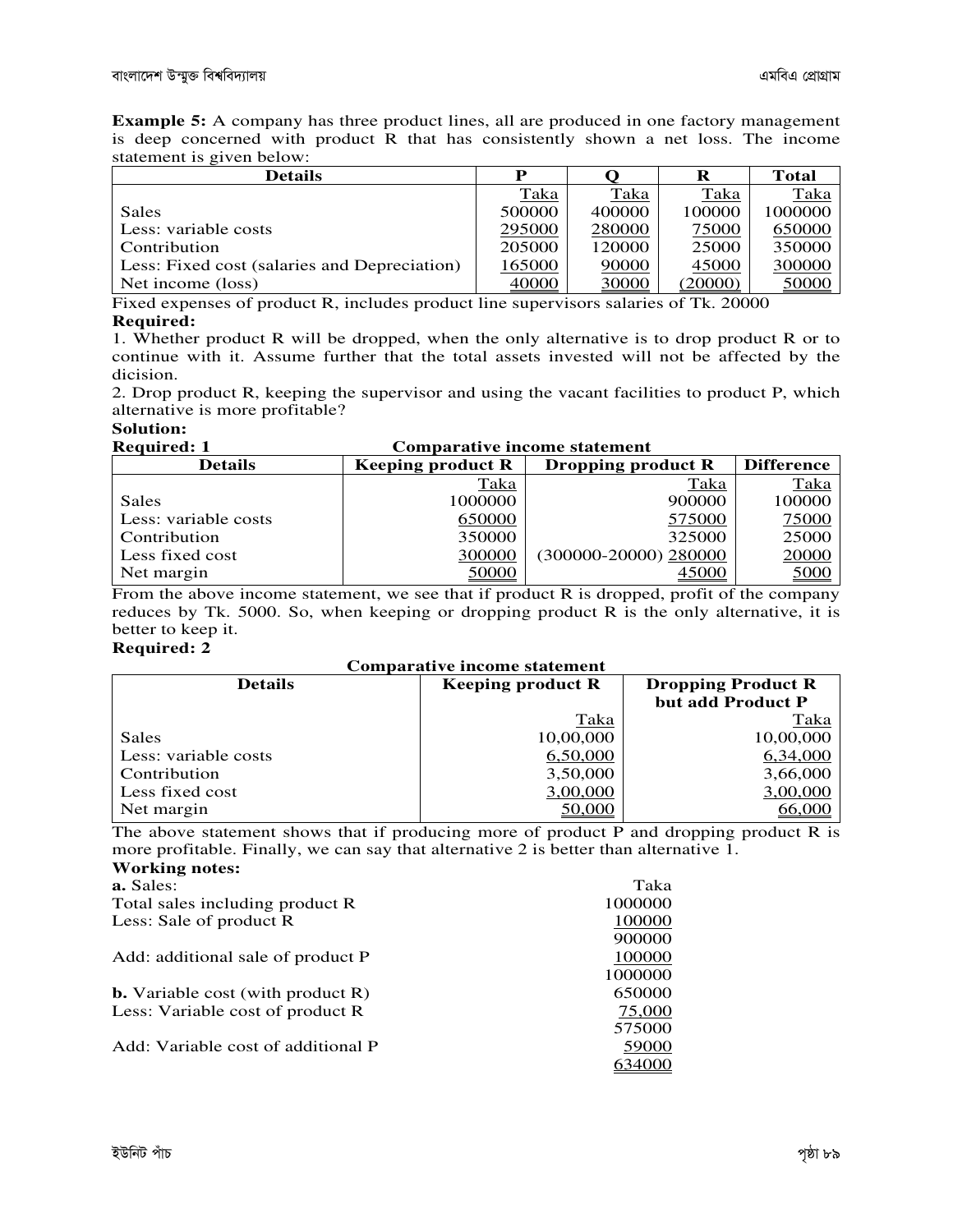**Example 5:** A company has three product lines, all are produced in one factory management is deep concerned with product R that has consistently shown a net loss. The income statement is given below:

| Details | P | Q | R | Total |
|---|---|---|---|---|
| | Taka | Taka | Taka | Taka |
| Sales | 500000 | 400000 | 100000 | 1000000 |
| Less: variable costs | 295000 | 280000 | 75000 | 650000 |
| Contribution | 205000 | 120000 | 25000 | 350000 |
| Less: Fixed cost (salaries and Depreciation) | 165000 | 90000 | 45000 | 300000 |
| Net income (loss) | 40000 | 30000 | (20000) | 50000 |

Fixed expenses of product R, includes product line supervisors salaries of Tk. 20000

**Required:**

1. Whether product R will be dropped, when the only alternative is to drop product R or to continue with it. Assume further that the total assets invested will not be affected by the dicision.

2. Drop product R, keeping the supervisor and using the vacant facilities to product P, which alternative is more profitable?

**Solution:**

**Required: 1**

**Comparative income statement**

| Details | Keeping product R | Dropping product R | Difference |
|---|---|---|---|
| | Taka | Taka | Taka |
| Sales | 1000000 | 900000 | 100000 |
| Less: variable costs | 650000 | 575000 | 75000 |
| Contribution | 350000 | 325000 | 25000 |
| Less fixed cost | 300000 | (300000-20000) 280000 | 20000 |
| Net margin | 50000 | 45000 | 5000 |

From the above income statement, we see that if product R is dropped, profit of the company reduces by Tk. 5000. So, when keeping or dropping product R is the only alternative, it is better to keep it.

**Required: 2**

**Comparative income statement**

| Details | Keeping product R | Dropping Product R but add Product P |
|---|---|---|
| | Taka | Taka |
| Sales | 10,00,000 | 10,00,000 |
| Less: variable costs | 6,50,000 | 6,34,000 |
| Contribution | 3,50,000 | 3,66,000 |
| Less fixed cost | 3,00,000 | 3,00,000 |
| Net margin | 50,000 | 66,000 |

The above statement shows that if producing more of product P and dropping product R is more profitable. Finally, we can say that alternative 2 is better than alternative 1.

**Working notes:**

| **a.** Sales: | Taka |
|---|---|
| Total sales including product R | 1000000 |
| Less: Sale of product R | 100000 |
| | 900000 |
| Add: additional sale of product P | 100000 |
| | 1000000 |
| **b.** Variable cost (with product R) | 650000 |
| Less: Variable cost of product R | 75,000 |
| | 575000 |
| Add: Variable cost of additional P | 59000 |
| | 634000 |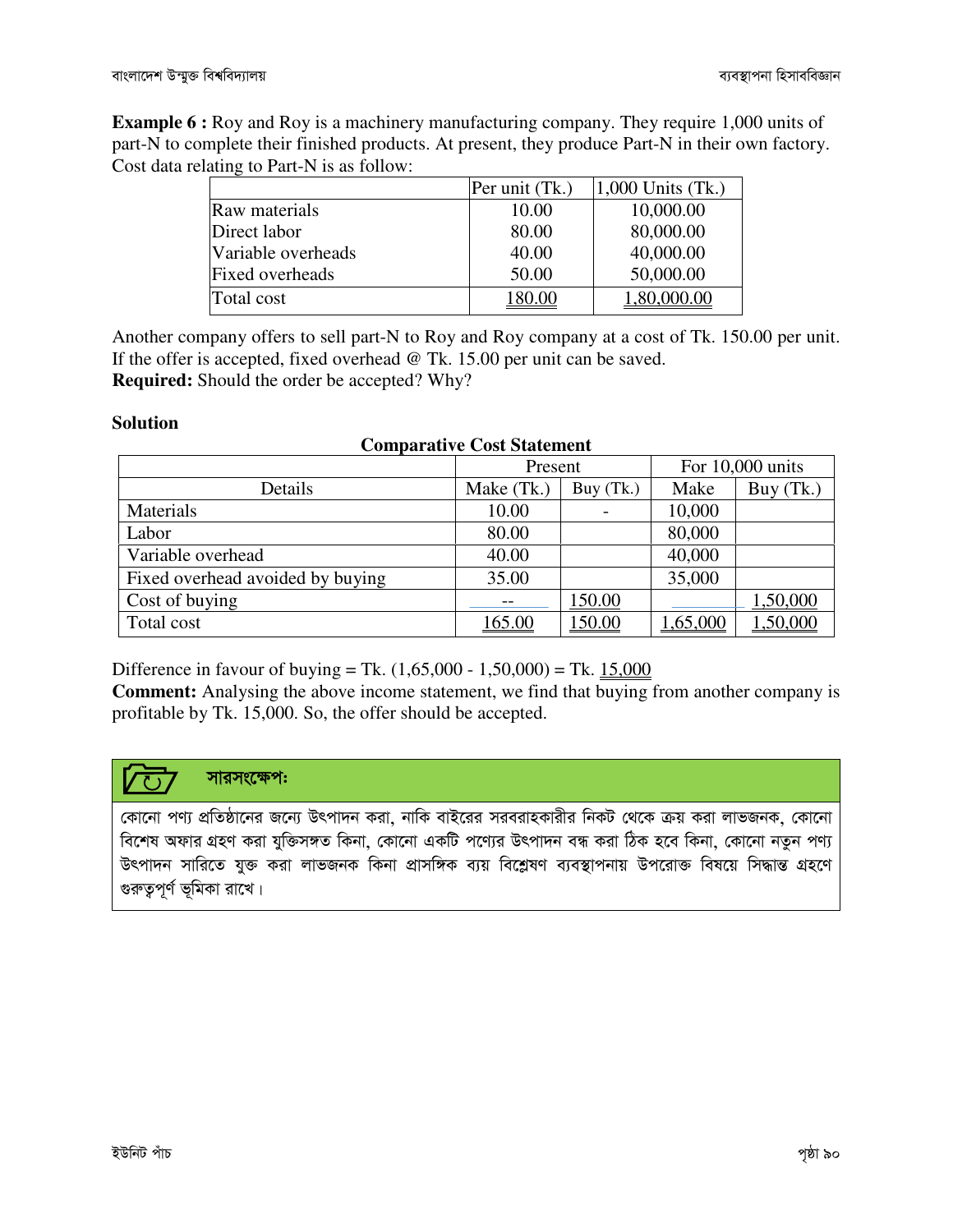**Example 6 :** Roy and Roy is a machinery manufacturing company. They require 1,000 units of part-N to complete their finished products. At present, they produce Part-N in their own factory. Cost data relating to Part-N is as follow:

| | Per unit (Tk.) | 1,000 Units (Tk.) |
|---|---|---|
| Raw materials | 10.00 | 10,000.00 |
| Direct labor | 80.00 | 80,000.00 |
| Variable overheads | 40.00 | 40,000.00 |
| Fixed overheads | 50.00 | 50,000.00 |
| Total cost | 180.00 | 1,80,000.00 |

Another company offers to sell part-N to Roy and Roy company at a cost of Tk. 150.00 per unit. If the offer is accepted, fixed overhead @ Tk. 15.00 per unit can be saved.

**Required:** Should the order be accepted? Why?

**Solution**

**Comparative Cost Statement**

| | Present | | For 10,000 units | |
|---|---|---|---|---|
| Details | Make (Tk.) | Buy (Tk.) | Make | Buy (Tk.) |
| Materials | 10.00 | - | 10,000 | |
| Labor | 80.00 | | 80,000 | |
| Variable overhead | 40.00 | | 40,000 | |
| Fixed overhead avoided by buying | 35.00 | | 35,000 | |
| Cost of buying | -- | 150.00 | | 1,50,000 |
| Total cost | 165.00 | 150.00 | 1,65,000 | 1,50,000 |

Difference in favour of buying = Tk. (1,65,000 - 1,50,000) = Tk. 15,000

**Comment:** Analysing the above income statement, we find that buying from another company is profitable by Tk. 15,000. So, the offer should be accepted.

**সারসংক্ষেপঃ**

কোনো পণ্য প্রতিষ্ঠানের জন্যে উৎপাদন করা, নাকি বাইরের সরবরাহকারীর নিকট থেকে ক্রয় করা লাভজনক, কোনো বিশেষ অফার গ্রহণ করা যুক্তিসঙ্গত কিনা, কোনো একটি পণ্যের উৎপাদন বন্ধ করা ঠিক হবে কিনা, কোনো নতুন পণ্য উৎপাদন সারিতে যুক্ত করা লাভজনক কিনা প্রাসঙ্গিক ব্যয় বিশ্লেষণ ব্যবস্থাপনায় উপরোক্ত বিষয়ে সিদ্ধান্ত গ্রহণে গুরুত্বপূর্ণ ভূমিকা রাখে।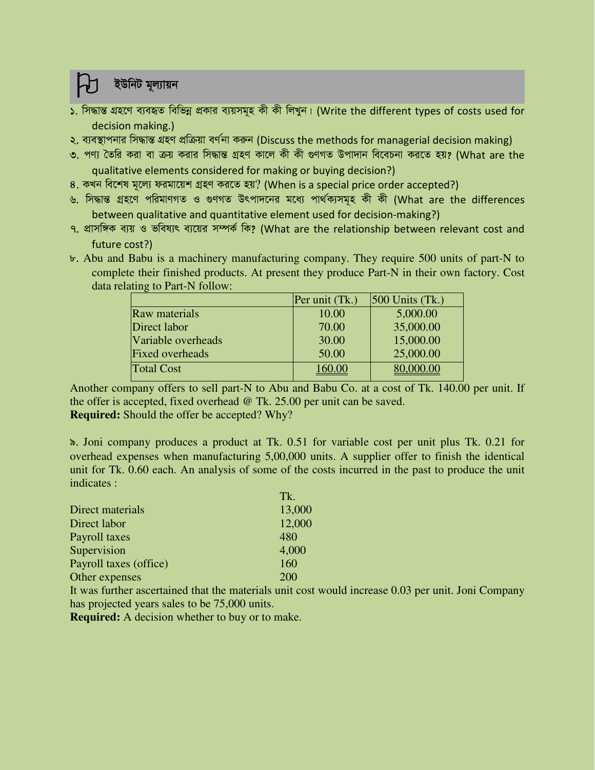## ইউনিট মূল্যায়ন

১. সিদ্ধান্ত গ্রহণে ব্যবহৃত বিভিন্ন প্রকার ব্যয়সমূহ কী কী লিখুন। (Write the different types of costs used for decision making.)

২. ব্যবস্থাপনার সিদ্ধান্ত গ্রহণ প্রক্রিয়া বর্ণনা করুন (Discuss the methods for managerial decision making)

৩. পণ্য তৈরি করা বা ক্রয় করার সিদ্ধান্ত গ্রহণ কালে কী কী গুণগত উপাদান বিবেচনা করতে হয়? (What are the qualitative elements considered for making or buying decision?)

৪. কখন বিশেষ মূল্যে ফরমায়েশ গ্রহণ করতে হয়? (When is a special price order accepted?)

৬. সিদ্ধান্ত গ্রহণে পরিমাণগত ও গুণগত উৎপাদনের মধ্যে পার্থক্যসমূহ কী কী (What are the differences between qualitative and quantitative element used for decision-making?)

৭. প্রাসঙ্গিক ব্যয় ও ভবিষ্যৎ ব্যয়ের সম্পর্ক কি? (What are the relationship between relevant cost and future cost?)

৮. Abu and Babu is a machinery manufacturing company. They require 500 units of part-N to complete their finished products. At present they produce Part-N in their own factory. Cost data relating to Part-N follow:

| | Per unit (Tk.) | 500 Units (Tk.) |
|---|---|---|
| Raw materials | 10.00 | 5,000.00 |
| Direct labor | 70.00 | 35,000.00 |
| Variable overheads | 30.00 | 15,000.00 |
| Fixed overheads | 50.00 | 25,000.00 |
| Total Cost | 160.00 | 80,000.00 |

Another company offers to sell part-N to Abu and Babu Co. at a cost of Tk. 140.00 per unit. If the offer is accepted, fixed overhead @ Tk. 25.00 per unit can be saved.

**Required:** Should the offer be accepted? Why?

৯. Joni company produces a product at Tk. 0.51 for variable cost per unit plus Tk. 0.21 for overhead expenses when manufacturing 5,00,000 units. A supplier offer to finish the identical unit for Tk. 0.60 each. An analysis of some of the costs incurred in the past to produce the unit indicates :

| | Tk. |
|---|---|
| Direct materials | 13,000 |
| Direct labor | 12,000 |
| Payroll taxes | 480 |
| Supervision | 4,000 |
| Payroll taxes (office) | 160 |
| Other expenses | 200 |

It was further ascertained that the materials unit cost would increase 0.03 per unit. Joni Company has projected years sales to be 75,000 units.

**Required:** A decision whether to buy or to make.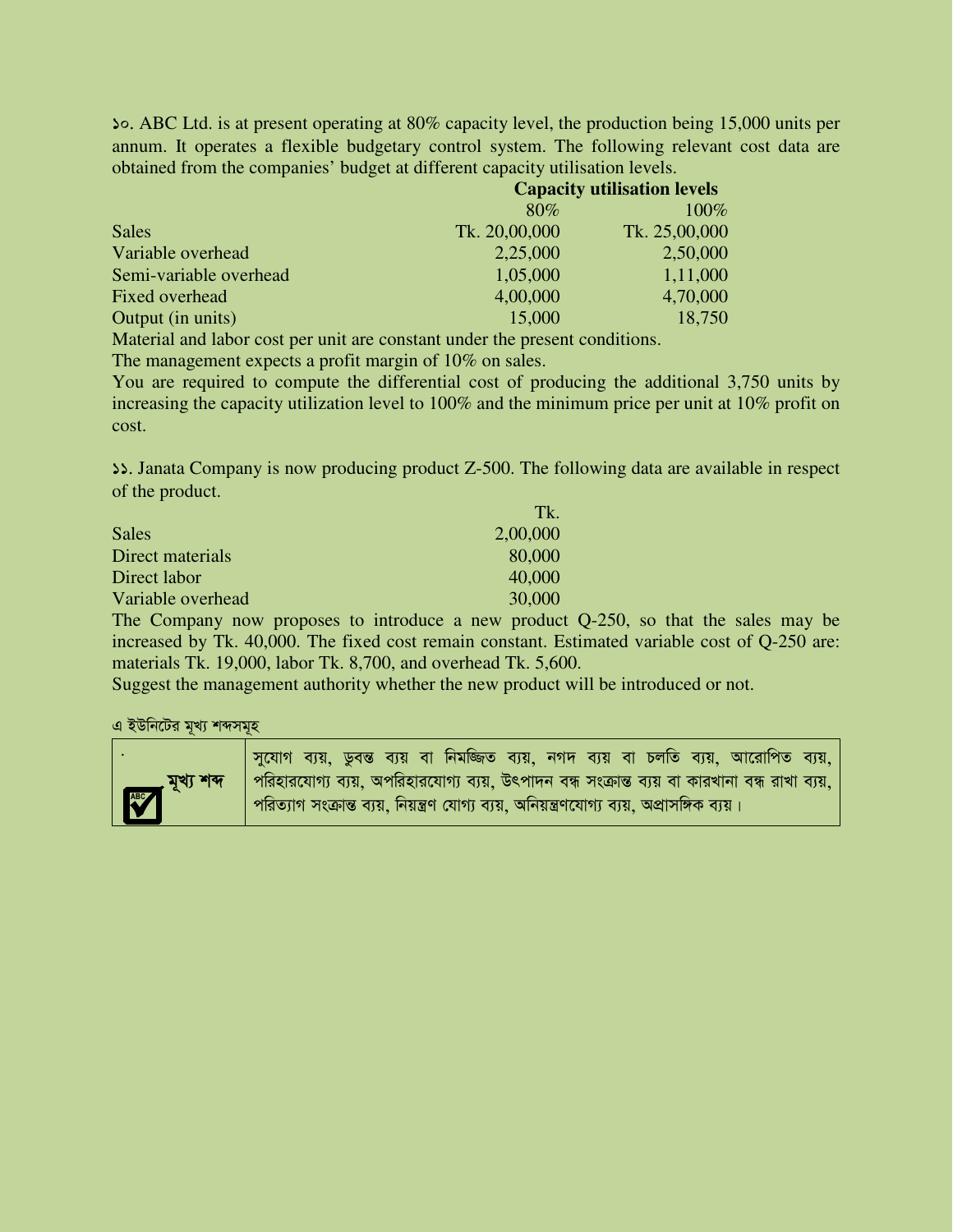১০. ABC Ltd. is at present operating at 80% capacity level, the production being 15,000 units per annum. It operates a flexible budgetary control system. The following relevant cost data are obtained from the companies' budget at different capacity utilisation levels.

| | **Capacity utilisation levels** | |
|---|---|---|
| | 80% | 100% |
| Sales | Tk. 20,00,000 | Tk. 25,00,000 |
| Variable overhead | 2,25,000 | 2,50,000 |
| Semi-variable overhead | 1,05,000 | 1,11,000 |
| Fixed overhead | 4,00,000 | 4,70,000 |
| Output (in units) | 15,000 | 18,750 |

Material and labor cost per unit are constant under the present conditions.

The management expects a profit margin of 10% on sales.

You are required to compute the differential cost of producing the additional 3,750 units by increasing the capacity utilization level to 100% and the minimum price per unit at 10% profit on cost.

১১. Janata Company is now producing product Z-500. The following data are available in respect of the product.

| | Tk. |
|---|---|
| Sales | 2,00,000 |
| Direct materials | 80,000 |
| Direct labor | 40,000 |
| Variable overhead | 30,000 |

The Company now proposes to introduce a new product Q-250, so that the sales may be increased by Tk. 40,000. The fixed cost remain constant. Estimated variable cost of Q-250 are: materials Tk. 19,000, labor Tk. 8,700, and overhead Tk. 5,600.

Suggest the management authority whether the new product will be introduced or not.

এ ইউনিটের মূখ্য শব্দসমূহ

| | |
|---|---|
| মূখ্য শব্দ | সুযোগ ব্যয়, ডুবন্ত ব্যয় বা নিমজ্জিত ব্যয়, নগদ ব্যয় বা চলতি ব্যয়, আরোপিত ব্যয়, পরিহারযোগ্য ব্যয়, অপরিহারযোগ্য ব্যয়, উৎপাদন বন্ধ সংক্রান্ত ব্যয় বা কারখানা বন্ধ রাখা ব্যয়, পরিত্যাগ সংক্রান্ত ব্যয়, নিয়ন্ত্রণ যোগ্য ব্যয়, অনিয়ন্ত্রণযোগ্য ব্যয়, অপ্রাসঙ্গিক ব্যয়। |